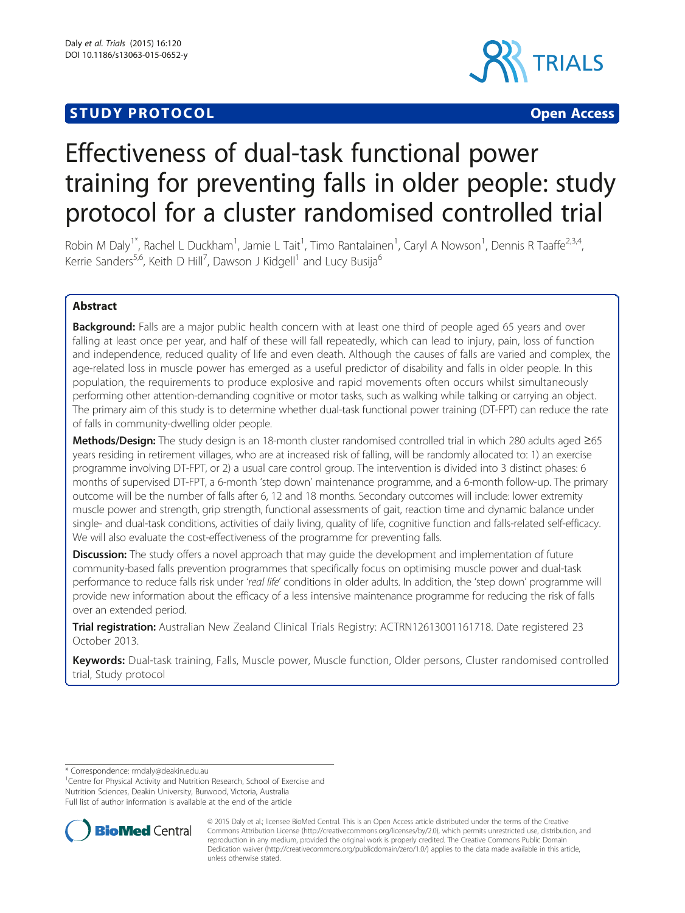**STUDY PROTOCOL** **Open Access**

# Effectiveness of dual-task functional power training for preventing falls in older people: study protocol for a cluster randomised controlled trial

Robin M Daly[1*], Rachel L Duckham[1], Jamie L Tait[1], Timo Rantalainen[1], Caryl A Nowson[1], Dennis R Taaffe[2,3,4], Kerrie Sanders[5,6], Keith D Hill[7], Dawson J Kidgell[1] and Lucy Busija[6]

## Abstract

**Background:** Falls are a major public health concern with at least one third of people aged 65 years and over falling at least once per year, and half of these will fall repeatedly, which can lead to injury, pain, loss of function and independence, reduced quality of life and even death. Although the causes of falls are varied and complex, the age-related loss in muscle power has emerged as a useful predictor of disability and falls in older people. In this population, the requirements to produce explosive and rapid movements often occurs whilst simultaneously performing other attention-demanding cognitive or motor tasks, such as walking while talking or carrying an object. The primary aim of this study is to determine whether dual-task functional power training (DT-FPT) can reduce the rate of falls in community-dwelling older people.

**Methods/Design:** The study design is an 18-month cluster randomised controlled trial in which 280 adults aged ≥65 years residing in retirement villages, who are at increased risk of falling, will be randomly allocated to: 1) an exercise programme involving DT-FPT, or 2) a usual care control group. The intervention is divided into 3 distinct phases: 6 months of supervised DT-FPT, a 6-month 'step down' maintenance programme, and a 6-month follow-up. The primary outcome will be the number of falls after 6, 12 and 18 months. Secondary outcomes will include: lower extremity muscle power and strength, grip strength, functional assessments of gait, reaction time and dynamic balance under single- and dual-task conditions, activities of daily living, quality of life, cognitive function and falls-related self-efficacy. We will also evaluate the cost-effectiveness of the programme for preventing falls.

**Discussion:** The study offers a novel approach that may guide the development and implementation of future community-based falls prevention programmes that specifically focus on optimising muscle power and dual-task performance to reduce falls risk under '*real life*' conditions in older adults. In addition, the 'step down' programme will provide new information about the efficacy of a less intensive maintenance programme for reducing the risk of falls over an extended period.

**Trial registration:** Australian New Zealand Clinical Trials Registry: ACTRN12613001161718. Date registered 23 October 2013.

**Keywords:** Dual-task training, Falls, Muscle power, Muscle function, Older persons, Cluster randomised controlled trial, Study protocol

\* Correspondence: rmdaly@deakin.edu.au
[1]Centre for Physical Activity and Nutrition Research, School of Exercise and Nutrition Sciences, Deakin University, Burwood, Victoria, Australia
Full list of author information is available at the end of the article

© 2015 Daly et al.; licensee BioMed Central. This is an Open Access article distributed under the terms of the Creative Commons Attribution License (http://creativecommons.org/licenses/by/2.0), which permits unrestricted use, distribution, and reproduction in any medium, provided the original work is properly credited. The Creative Commons Public Domain Dedication waiver (http://creativecommons.org/publicdomain/zero/1.0/) applies to the data made available in this article, unless otherwise stated.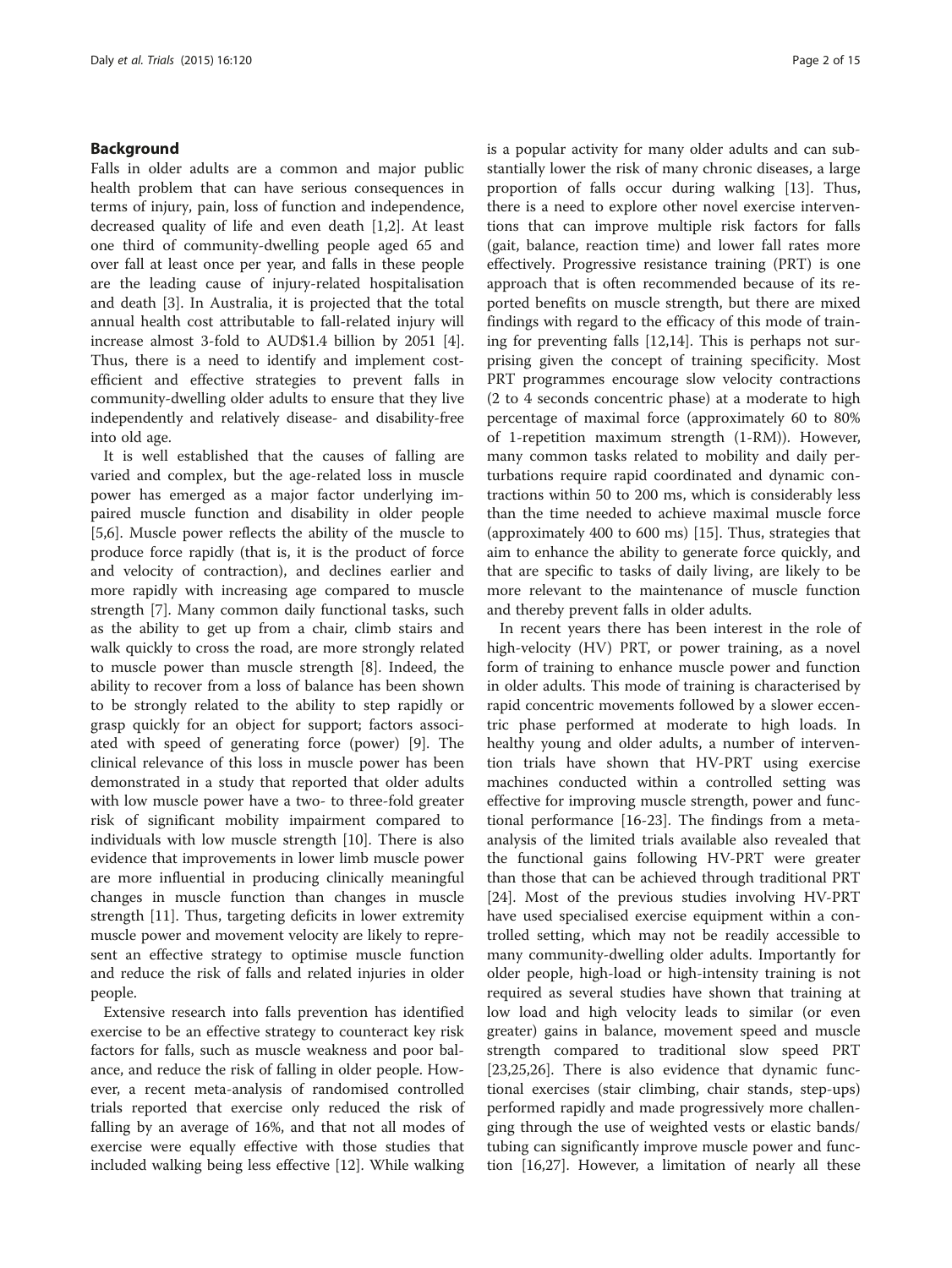## Background

Falls in older adults are a common and major public health problem that can have serious consequences in terms of injury, pain, loss of function and independence, decreased quality of life and even death [1,2]. At least one third of community-dwelling people aged 65 and over fall at least once per year, and falls in these people are the leading cause of injury-related hospitalisation and death [3]. In Australia, it is projected that the total annual health cost attributable to fall-related injury will increase almost 3-fold to AUD$1.4 billion by 2051 [4]. Thus, there is a need to identify and implement cost-efficient and effective strategies to prevent falls in community-dwelling older adults to ensure that they live independently and relatively disease- and disability-free into old age.

It is well established that the causes of falling are varied and complex, but the age-related loss in muscle power has emerged as a major factor underlying impaired muscle function and disability in older people [5,6]. Muscle power reflects the ability of the muscle to produce force rapidly (that is, it is the product of force and velocity of contraction), and declines earlier and more rapidly with increasing age compared to muscle strength [7]. Many common daily functional tasks, such as the ability to get up from a chair, climb stairs and walk quickly to cross the road, are more strongly related to muscle power than muscle strength [8]. Indeed, the ability to recover from a loss of balance has been shown to be strongly related to the ability to step rapidly or grasp quickly for an object for support; factors associated with speed of generating force (power) [9]. The clinical relevance of this loss in muscle power has been demonstrated in a study that reported that older adults with low muscle power have a two- to three-fold greater risk of significant mobility impairment compared to individuals with low muscle strength [10]. There is also evidence that improvements in lower limb muscle power are more influential in producing clinically meaningful changes in muscle function than changes in muscle strength [11]. Thus, targeting deficits in lower extremity muscle power and movement velocity are likely to represent an effective strategy to optimise muscle function and reduce the risk of falls and related injuries in older people.

Extensive research into falls prevention has identified exercise to be an effective strategy to counteract key risk factors for falls, such as muscle weakness and poor balance, and reduce the risk of falling in older people. However, a recent meta-analysis of randomised controlled trials reported that exercise only reduced the risk of falling by an average of 16%, and that not all modes of exercise were equally effective with those studies that included walking being less effective [12]. While walking is a popular activity for many older adults and can substantially lower the risk of many chronic diseases, a large proportion of falls occur during walking [13]. Thus, there is a need to explore other novel exercise interventions that can improve multiple risk factors for falls (gait, balance, reaction time) and lower fall rates more effectively. Progressive resistance training (PRT) is one approach that is often recommended because of its reported benefits on muscle strength, but there are mixed findings with regard to the efficacy of this mode of training for preventing falls [12,14]. This is perhaps not surprising given the concept of training specificity. Most PRT programmes encourage slow velocity contractions (2 to 4 seconds concentric phase) at a moderate to high percentage of maximal force (approximately 60 to 80% of 1-repetition maximum strength (1-RM)). However, many common tasks related to mobility and daily perturbations require rapid coordinated and dynamic contractions within 50 to 200 ms, which is considerably less than the time needed to achieve maximal muscle force (approximately 400 to 600 ms) [15]. Thus, strategies that aim to enhance the ability to generate force quickly, and that are specific to tasks of daily living, are likely to be more relevant to the maintenance of muscle function and thereby prevent falls in older adults.

In recent years there has been interest in the role of high-velocity (HV) PRT, or power training, as a novel form of training to enhance muscle power and function in older adults. This mode of training is characterised by rapid concentric movements followed by a slower eccentric phase performed at moderate to high loads. In healthy young and older adults, a number of intervention trials have shown that HV-PRT using exercise machines conducted within a controlled setting was effective for improving muscle strength, power and functional performance [16-23]. The findings from a meta-analysis of the limited trials available also revealed that the functional gains following HV-PRT were greater than those that can be achieved through traditional PRT [24]. Most of the previous studies involving HV-PRT have used specialised exercise equipment within a controlled setting, which may not be readily accessible to many community-dwelling older adults. Importantly for older people, high-load or high-intensity training is not required as several studies have shown that training at low load and high velocity leads to similar (or even greater) gains in balance, movement speed and muscle strength compared to traditional slow speed PRT [23,25,26]. There is also evidence that dynamic functional exercises (stair climbing, chair stands, step-ups) performed rapidly and made progressively more challenging through the use of weighted vests or elastic bands/tubing can significantly improve muscle power and function [16,27]. However, a limitation of nearly all these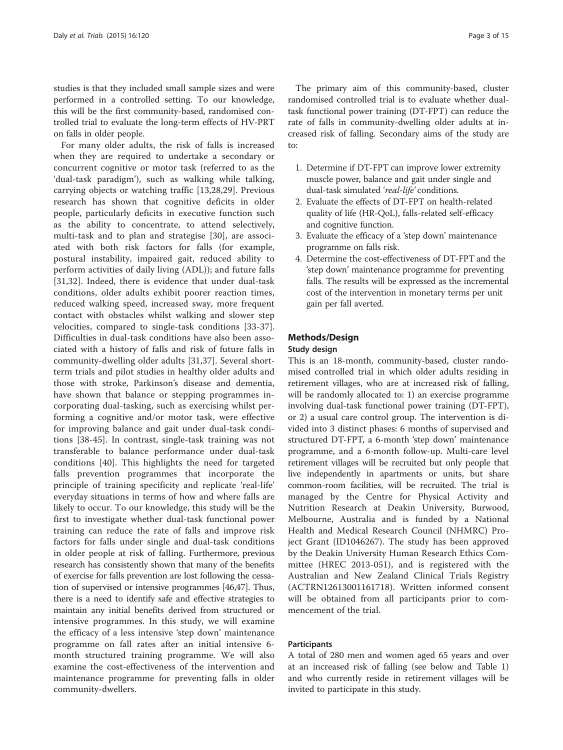studies is that they included small sample sizes and were performed in a controlled setting. To our knowledge, this will be the first community-based, randomised controlled trial to evaluate the long-term effects of HV-PRT on falls in older people.

For many older adults, the risk of falls is increased when they are required to undertake a secondary or concurrent cognitive or motor task (referred to as the 'dual-task paradigm'), such as walking while talking, carrying objects or watching traffic [13,28,29]. Previous research has shown that cognitive deficits in older people, particularly deficits in executive function such as the ability to concentrate, to attend selectively, multi-task and to plan and strategise [30], are associated with both risk factors for falls (for example, postural instability, impaired gait, reduced ability to perform activities of daily living (ADL)); and future falls [31,32]. Indeed, there is evidence that under dual-task conditions, older adults exhibit poorer reaction times, reduced walking speed, increased sway, more frequent contact with obstacles whilst walking and slower step velocities, compared to single-task conditions [33-37]. Difficulties in dual-task conditions have also been associated with a history of falls and risk of future falls in community-dwelling older adults [31,37]. Several short-term trials and pilot studies in healthy older adults and those with stroke, Parkinson's disease and dementia, have shown that balance or stepping programmes incorporating dual-tasking, such as exercising whilst performing a cognitive and/or motor task, were effective for improving balance and gait under dual-task conditions [38-45]. In contrast, single-task training was not transferable to balance performance under dual-task conditions [40]. This highlights the need for targeted falls prevention programmes that incorporate the principle of training specificity and replicate 'real-life' everyday situations in terms of how and where falls are likely to occur. To our knowledge, this study will be the first to investigate whether dual-task functional power training can reduce the rate of falls and improve risk factors for falls under single and dual-task conditions in older people at risk of falling. Furthermore, previous research has consistently shown that many of the benefits of exercise for falls prevention are lost following the cessation of supervised or intensive programmes [46,47]. Thus, there is a need to identify safe and effective strategies to maintain any initial benefits derived from structured or intensive programmes. In this study, we will examine the efficacy of a less intensive 'step down' maintenance programme on fall rates after an initial intensive 6-month structured training programme. We will also examine the cost-effectiveness of the intervention and maintenance programme for preventing falls in older community-dwellers.

The primary aim of this community-based, cluster randomised controlled trial is to evaluate whether dual-task functional power training (DT-FPT) can reduce the rate of falls in community-dwelling older adults at increased risk of falling. Secondary aims of the study are to:

1. Determine if DT-FPT can improve lower extremity muscle power, balance and gait under single and dual-task simulated '*real-life*' conditions.
2. Evaluate the effects of DT-FPT on health-related quality of life (HR-QoL), falls-related self-efficacy and cognitive function.
3. Evaluate the efficacy of a 'step down' maintenance programme on falls risk.
4. Determine the cost-effectiveness of DT-FPT and the 'step down' maintenance programme for preventing falls. The results will be expressed as the incremental cost of the intervention in monetary terms per unit gain per fall averted.

## Methods/Design

### Study design

This is an 18-month, community-based, cluster randomised controlled trial in which older adults residing in retirement villages, who are at increased risk of falling, will be randomly allocated to: 1) an exercise programme involving dual-task functional power training (DT-FPT), or 2) a usual care control group. The intervention is divided into 3 distinct phases: 6 months of supervised and structured DT-FPT, a 6-month 'step down' maintenance programme, and a 6-month follow-up. Multi-care level retirement villages will be recruited but only people that live independently in apartments or units, but share common-room facilities, will be recruited. The trial is managed by the Centre for Physical Activity and Nutrition Research at Deakin University, Burwood, Melbourne, Australia and is funded by a National Health and Medical Research Council (NHMRC) Project Grant (ID1046267). The study has been approved by the Deakin University Human Research Ethics Committee (HREC 2013-051), and is registered with the Australian and New Zealand Clinical Trials Registry (ACTRN12613001161718). Written informed consent will be obtained from all participants prior to commencement of the trial.

### Participants

A total of 280 men and women aged 65 years and over at an increased risk of falling (see below and Table 1) and who currently reside in retirement villages will be invited to participate in this study.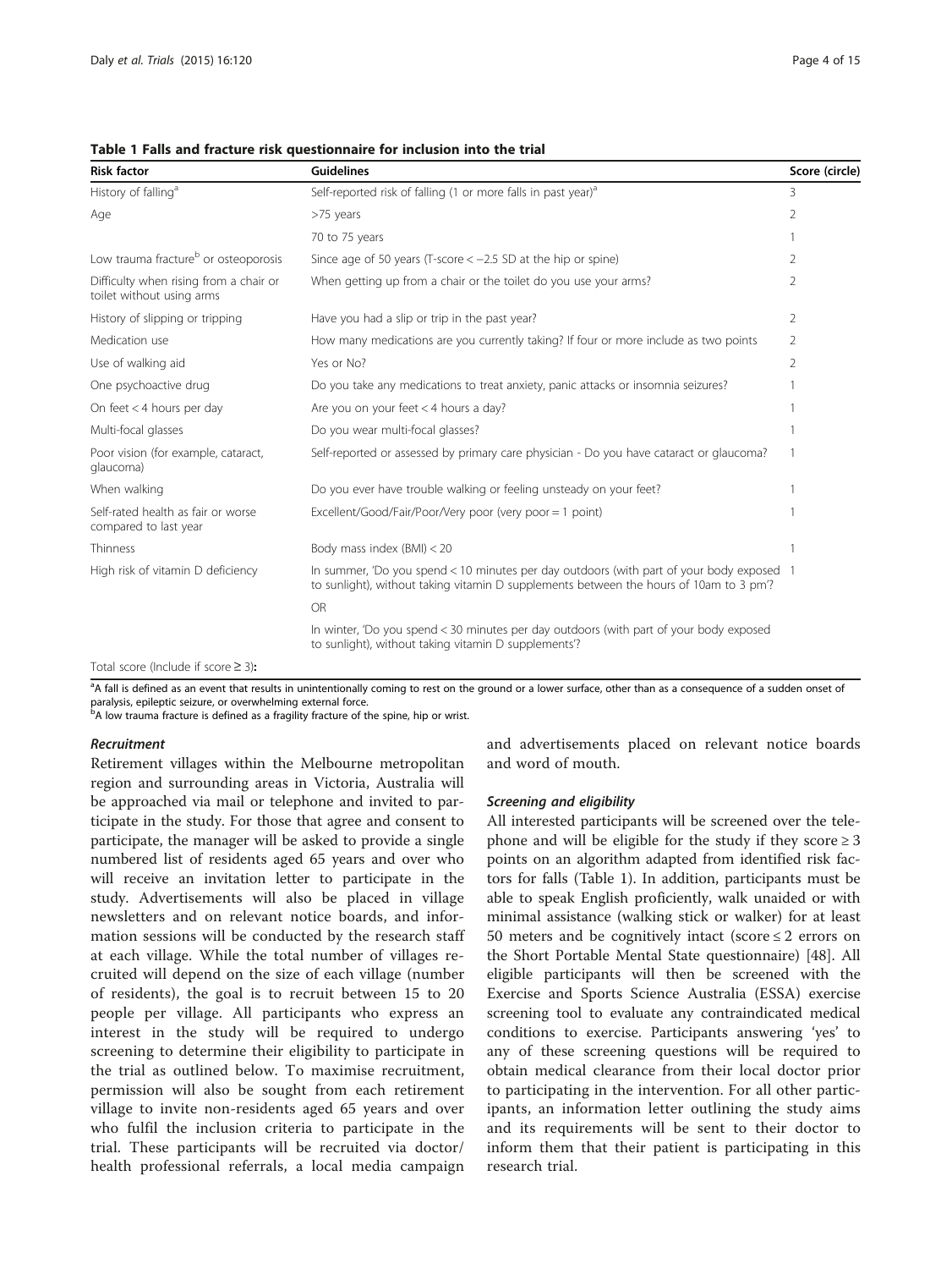**Table 1 Falls and fracture risk questionnaire for inclusion into the trial**

| Risk factor | Guidelines | Score (circle) |
| --- | --- | --- |
| History of falling[a] | Self-reported risk of falling (1 or more falls in past year)[a] | 3 |
| Age | >75 years | 2 |
| | 70 to 75 years | 1 |
| Low trauma fracture[b] or osteoporosis | Since age of 50 years (T-score < −2.5 SD at the hip or spine) | 2 |
| Difficulty when rising from a chair or toilet without using arms | When getting up from a chair or the toilet do you use your arms? | 2 |
| History of slipping or tripping | Have you had a slip or trip in the past year? | 2 |
| Medication use | How many medications are you currently taking? If four or more include as two points | 2 |
| Use of walking aid | Yes or No? | 2 |
| One psychoactive drug | Do you take any medications to treat anxiety, panic attacks or insomnia seizures? | 1 |
| On feet < 4 hours per day | Are you on your feet < 4 hours a day? | 1 |
| Multi-focal glasses | Do you wear multi-focal glasses? | 1 |
| Poor vision (for example, cataract, glaucoma) | Self-reported or assessed by primary care physician - Do you have cataract or glaucoma? | 1 |
| When walking | Do you ever have trouble walking or feeling unsteady on your feet? | 1 |
| Self-rated health as fair or worse compared to last year | Excellent/Good/Fair/Poor/Very poor (very poor = 1 point) | 1 |
| Thinness | Body mass index (BMI) < 20 | 1 |
| High risk of vitamin D deficiency | In summer, 'Do you spend < 10 minutes per day outdoors (with part of your body exposed to sunlight), without taking vitamin D supplements between the hours of 10am to 3 pm'? | 1 |
| | OR | |
| | In winter, 'Do you spend < 30 minutes per day outdoors (with part of your body exposed to sunlight), without taking vitamin D supplements'? | |
| Total score (Include if score ≥ 3): | | |

[a]A fall is defined as an event that results in unintentionally coming to rest on the ground or a lower surface, other than as a consequence of a sudden onset of paralysis, epileptic seizure, or overwhelming external force.
[b]A low trauma fracture is defined as a fragility fracture of the spine, hip or wrist.

#### *Recruitment*

Retirement villages within the Melbourne metropolitan region and surrounding areas in Victoria, Australia will be approached via mail or telephone and invited to participate in the study. For those that agree and consent to participate, the manager will be asked to provide a single numbered list of residents aged 65 years and over who will receive an invitation letter to participate in the study. Advertisements will also be placed in village newsletters and on relevant notice boards, and information sessions will be conducted by the research staff at each village. While the total number of villages recruited will depend on the size of each village (number of residents), the goal is to recruit between 15 to 20 people per village. All participants who express an interest in the study will be required to undergo screening to determine their eligibility to participate in the trial as outlined below. To maximise recruitment, permission will also be sought from each retirement village to invite non-residents aged 65 years and over who fulfil the inclusion criteria to participate in the trial. These participants will be recruited via doctor/health professional referrals, a local media campaign and advertisements placed on relevant notice boards and word of mouth.

#### *Screening and eligibility*

All interested participants will be screened over the telephone and will be eligible for the study if they score ≥ 3 points on an algorithm adapted from identified risk factors for falls (Table 1). In addition, participants must be able to speak English proficiently, walk unaided or with minimal assistance (walking stick or walker) for at least 50 meters and be cognitively intact (score ≤ 2 errors on the Short Portable Mental State questionnaire) [48]. All eligible participants will then be screened with the Exercise and Sports Science Australia (ESSA) exercise screening tool to evaluate any contraindicated medical conditions to exercise. Participants answering 'yes' to any of these screening questions will be required to obtain medical clearance from their local doctor prior to participating in the intervention. For all other participants, an information letter outlining the study aims and its requirements will be sent to their doctor to inform them that their patient is participating in this research trial.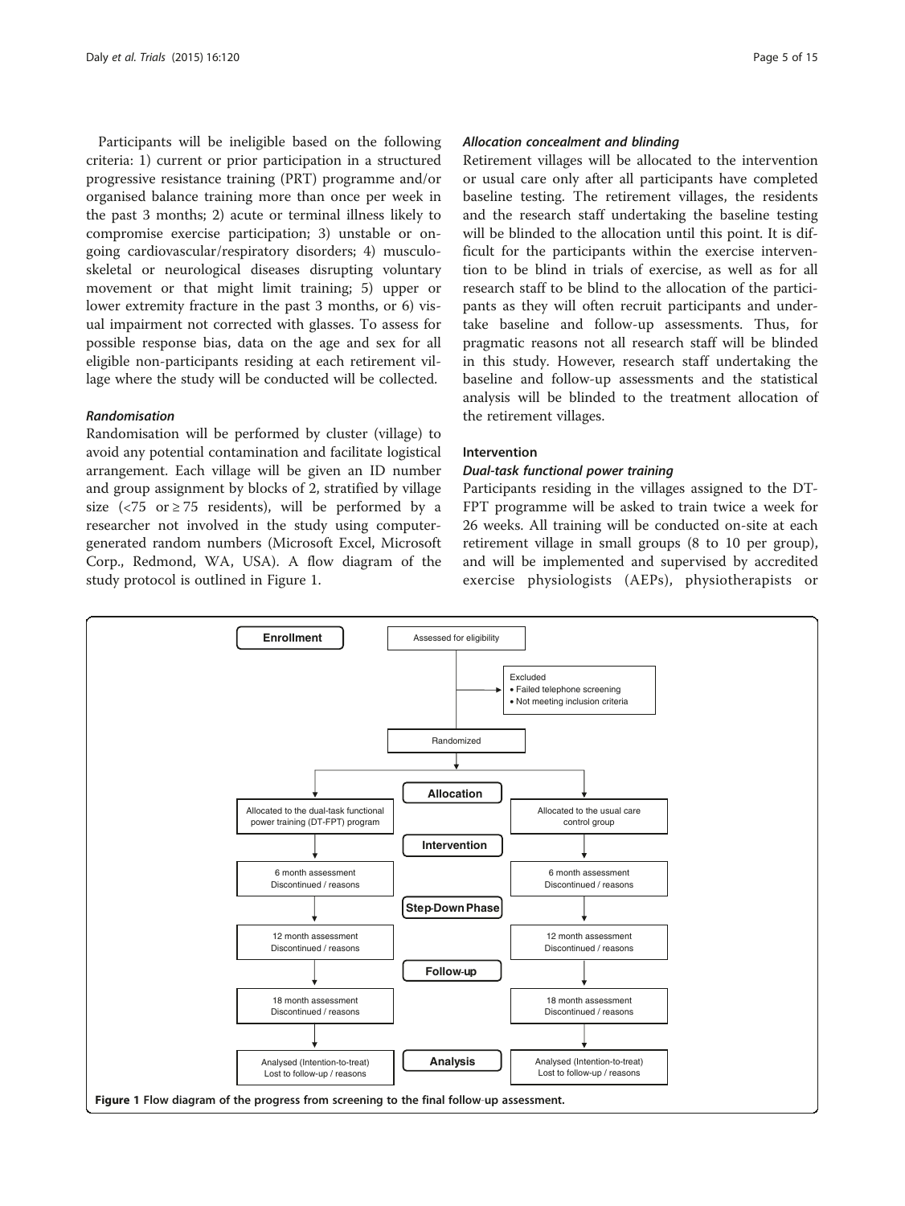Participants will be ineligible based on the following criteria: 1) current or prior participation in a structured progressive resistance training (PRT) programme and/or organised balance training more than once per week in the past 3 months; 2) acute or terminal illness likely to compromise exercise participation; 3) unstable or ongoing cardiovascular/respiratory disorders; 4) musculoskeletal or neurological diseases disrupting voluntary movement or that might limit training; 5) upper or lower extremity fracture in the past 3 months, or 6) visual impairment not corrected with glasses. To assess for possible response bias, data on the age and sex for all eligible non-participants residing at each retirement village where the study will be conducted will be collected.

#### *Randomisation*

Randomisation will be performed by cluster (village) to avoid any potential contamination and facilitate logistical arrangement. Each village will be given an ID number and group assignment by blocks of 2, stratified by village size (<75 or ≥ 75 residents), will be performed by a researcher not involved in the study using computer-generated random numbers (Microsoft Excel, Microsoft Corp., Redmond, WA, USA). A flow diagram of the study protocol is outlined in Figure 1.

#### *Allocation concealment and blinding*

Retirement villages will be allocated to the intervention or usual care only after all participants have completed baseline testing. The retirement villages, the residents and the research staff undertaking the baseline testing will be blinded to the allocation until this point. It is difficult for the participants within the exercise intervention to be blind in trials of exercise, as well as for all research staff to be blind to the allocation of the participants as they will often recruit participants and undertake baseline and follow-up assessments. Thus, for pragmatic reasons not all research staff will be blinded in this study. However, research staff undertaking the baseline and follow-up assessments and the statistical analysis will be blinded to the treatment allocation of the retirement villages.

### Intervention

#### *Dual-task functional power training*

Participants residing in the villages assigned to the DT-FPT programme will be asked to train twice a week for 26 weeks. All training will be conducted on-site at each retirement village in small groups (8 to 10 per group), and will be implemented and supervised by accredited exercise physiologists (AEPs), physiotherapists or

Enrollment — Assessed for eligibility → Excluded (• Failed telephone screening • Not meeting inclusion criteria) → Randomized

Allocation — Allocated to the dual-task functional power training (DT-FPT) program | Allocated to the usual care control group

Intervention — 6 month assessment, Discontinued / reasons | 6 month assessment, Discontinued / reasons

Step-Down Phase — 12 month assessment, Discontinued / reasons | 12 month assessment, Discontinued / reasons

Follow-up — 18 month assessment, Discontinued / reasons | 18 month assessment, Discontinued / reasons

Analysis — Analysed (Intention-to-treat), Lost to follow-up / reasons | Analysed (Intention-to-treat), Lost to follow-up / reasons

**Figure 1** Flow diagram of the progress from screening to the final follow-up assessment.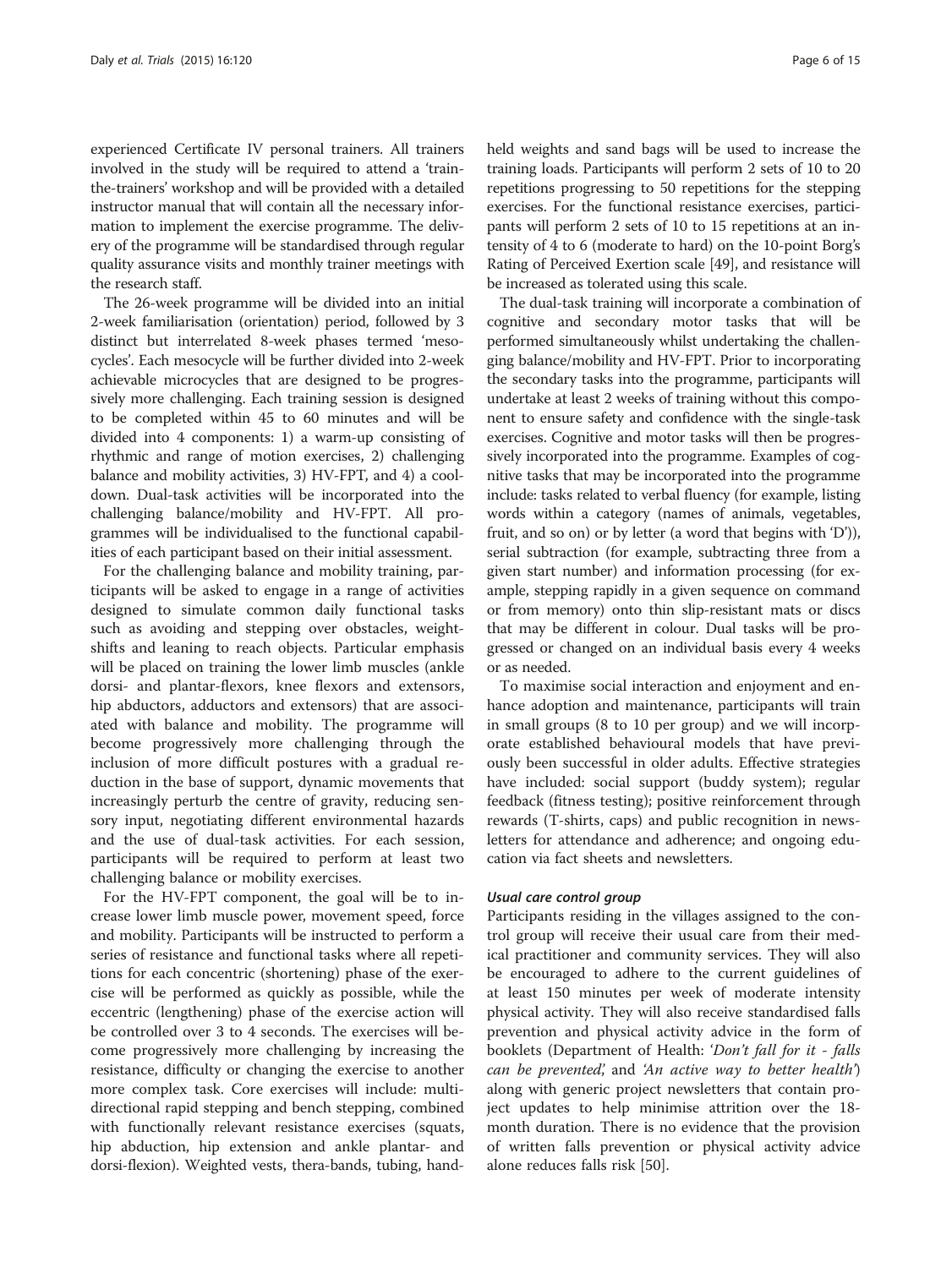experienced Certificate IV personal trainers. All trainers involved in the study will be required to attend a 'train-the-trainers' workshop and will be provided with a detailed instructor manual that will contain all the necessary information to implement the exercise programme. The delivery of the programme will be standardised through regular quality assurance visits and monthly trainer meetings with the research staff.

The 26-week programme will be divided into an initial 2-week familiarisation (orientation) period, followed by 3 distinct but interrelated 8-week phases termed 'mesocycles'. Each mesocycle will be further divided into 2-week achievable microcycles that are designed to be progressively more challenging. Each training session is designed to be completed within 45 to 60 minutes and will be divided into 4 components: 1) a warm-up consisting of rhythmic and range of motion exercises, 2) challenging balance and mobility activities, 3) HV-FPT, and 4) a cool-down. Dual-task activities will be incorporated into the challenging balance/mobility and HV-FPT. All programmes will be individualised to the functional capabilities of each participant based on their initial assessment.

For the challenging balance and mobility training, participants will be asked to engage in a range of activities designed to simulate common daily functional tasks such as avoiding and stepping over obstacles, weight-shifts and leaning to reach objects. Particular emphasis will be placed on training the lower limb muscles (ankle dorsi- and plantar-flexors, knee flexors and extensors, hip abductors, adductors and extensors) that are associated with balance and mobility. The programme will become progressively more challenging through the inclusion of more difficult postures with a gradual reduction in the base of support, dynamic movements that increasingly perturb the centre of gravity, reducing sensory input, negotiating different environmental hazards and the use of dual-task activities. For each session, participants will be required to perform at least two challenging balance or mobility exercises.

For the HV-FPT component, the goal will be to increase lower limb muscle power, movement speed, force and mobility. Participants will be instructed to perform a series of resistance and functional tasks where all repetitions for each concentric (shortening) phase of the exercise will be performed as quickly as possible, while the eccentric (lengthening) phase of the exercise action will be controlled over 3 to 4 seconds. The exercises will become progressively more challenging by increasing the resistance, difficulty or changing the exercise to another more complex task. Core exercises will include: multi-directional rapid stepping and bench stepping, combined with functionally relevant resistance exercises (squats, hip abduction, hip extension and ankle plantar- and dorsi-flexion). Weighted vests, thera-bands, tubing, hand-held weights and sand bags will be used to increase the training loads. Participants will perform 2 sets of 10 to 20 repetitions progressing to 50 repetitions for the stepping exercises. For the functional resistance exercises, participants will perform 2 sets of 10 to 15 repetitions at an intensity of 4 to 6 (moderate to hard) on the 10-point Borg's Rating of Perceived Exertion scale [49], and resistance will be increased as tolerated using this scale.

The dual-task training will incorporate a combination of cognitive and secondary motor tasks that will be performed simultaneously whilst undertaking the challenging balance/mobility and HV-FPT. Prior to incorporating the secondary tasks into the programme, participants will undertake at least 2 weeks of training without this component to ensure safety and confidence with the single-task exercises. Cognitive and motor tasks will then be progressively incorporated into the programme. Examples of cognitive tasks that may be incorporated into the programme include: tasks related to verbal fluency (for example, listing words within a category (names of animals, vegetables, fruit, and so on) or by letter (a word that begins with 'D')), serial subtraction (for example, subtracting three from a given start number) and information processing (for example, stepping rapidly in a given sequence on command or from memory) onto thin slip-resistant mats or discs that may be different in colour. Dual tasks will be progressed or changed on an individual basis every 4 weeks or as needed.

To maximise social interaction and enjoyment and enhance adoption and maintenance, participants will train in small groups (8 to 10 per group) and we will incorporate established behavioural models that have previously been successful in older adults. Effective strategies have included: social support (buddy system); regular feedback (fitness testing); positive reinforcement through rewards (T-shirts, caps) and public recognition in newsletters for attendance and adherence; and ongoing education via fact sheets and newsletters.

#### *Usual care control group*

Participants residing in the villages assigned to the control group will receive their usual care from their medical practitioner and community services. They will also be encouraged to adhere to the current guidelines of at least 150 minutes per week of moderate intensity physical activity. They will also receive standardised falls prevention and physical activity advice in the form of booklets (Department of Health: '*Don't fall for it - falls can be prevented*', and '*An active way to better health*') along with generic project newsletters that contain project updates to help minimise attrition over the 18-month duration. There is no evidence that the provision of written falls prevention or physical activity advice alone reduces falls risk [50].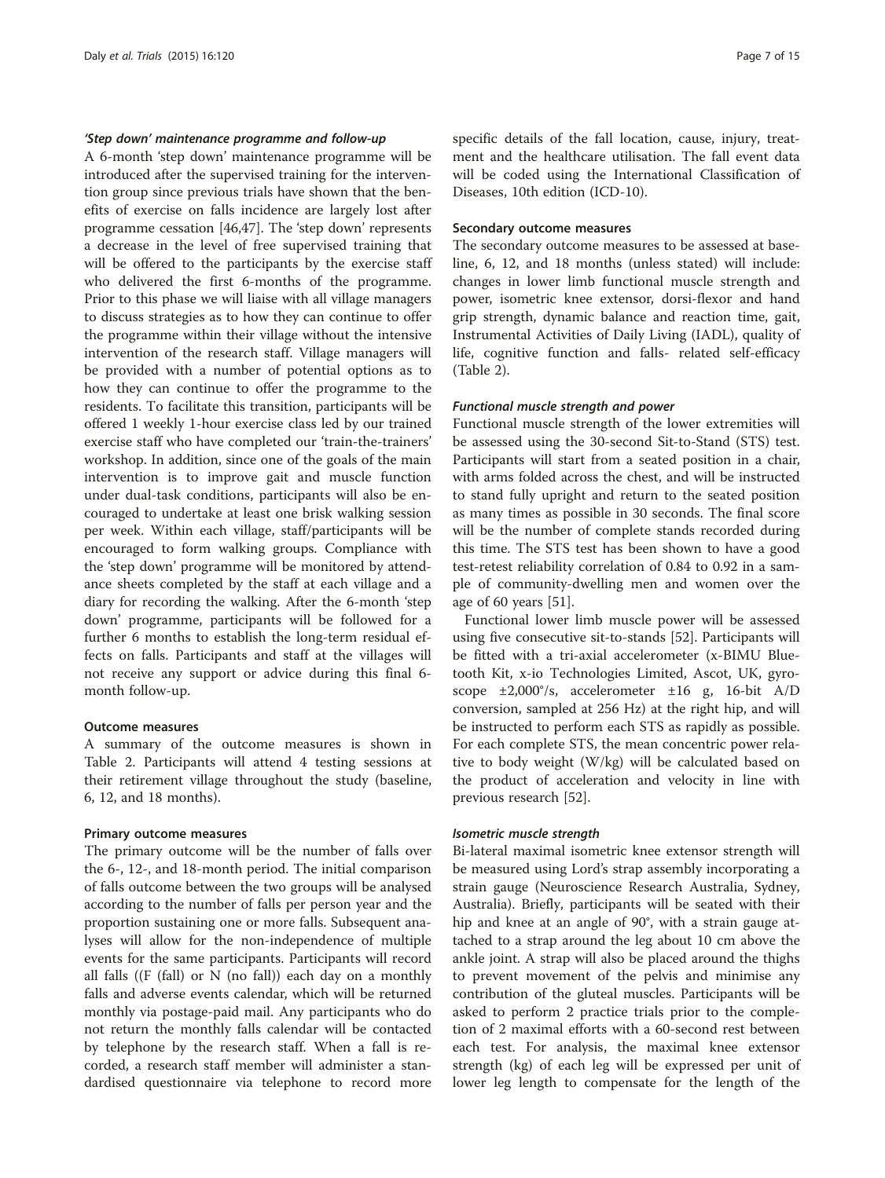#### *'Step down' maintenance programme and follow-up*

A 6-month 'step down' maintenance programme will be introduced after the supervised training for the intervention group since previous trials have shown that the benefits of exercise on falls incidence are largely lost after programme cessation [46,47]. The 'step down' represents a decrease in the level of free supervised training that will be offered to the participants by the exercise staff who delivered the first 6-months of the programme. Prior to this phase we will liaise with all village managers to discuss strategies as to how they can continue to offer the programme within their village without the intensive intervention of the research staff. Village managers will be provided with a number of potential options as to how they can continue to offer the programme to the residents. To facilitate this transition, participants will be offered 1 weekly 1-hour exercise class led by our trained exercise staff who have completed our 'train-the-trainers' workshop. In addition, since one of the goals of the main intervention is to improve gait and muscle function under dual-task conditions, participants will also be encouraged to undertake at least one brisk walking session per week. Within each village, staff/participants will be encouraged to form walking groups. Compliance with the 'step down' programme will be monitored by attendance sheets completed by the staff at each village and a diary for recording the walking. After the 6-month 'step down' programme, participants will be followed for a further 6 months to establish the long-term residual effects on falls. Participants and staff at the villages will not receive any support or advice during this final 6-month follow-up.

### Outcome measures

A summary of the outcome measures is shown in Table 2. Participants will attend 4 testing sessions at their retirement village throughout the study (baseline, 6, 12, and 18 months).

#### Primary outcome measures

The primary outcome will be the number of falls over the 6-, 12-, and 18-month period. The initial comparison of falls outcome between the two groups will be analysed according to the number of falls per person year and the proportion sustaining one or more falls. Subsequent analyses will allow for the non-independence of multiple events for the same participants. Participants will record all falls ((F (fall) or N (no fall)) each day on a monthly falls and adverse events calendar, which will be returned monthly via postage-paid mail. Any participants who do not return the monthly falls calendar will be contacted by telephone by the research staff. When a fall is recorded, a research staff member will administer a standardised questionnaire via telephone to record more specific details of the fall location, cause, injury, treatment and the healthcare utilisation. The fall event data will be coded using the International Classification of Diseases, 10th edition (ICD-10).

#### Secondary outcome measures

The secondary outcome measures to be assessed at baseline, 6, 12, and 18 months (unless stated) will include: changes in lower limb functional muscle strength and power, isometric knee extensor, dorsi-flexor and hand grip strength, dynamic balance and reaction time, gait, Instrumental Activities of Daily Living (IADL), quality of life, cognitive function and falls- related self-efficacy (Table 2).

#### *Functional muscle strength and power*

Functional muscle strength of the lower extremities will be assessed using the 30-second Sit-to-Stand (STS) test. Participants will start from a seated position in a chair, with arms folded across the chest, and will be instructed to stand fully upright and return to the seated position as many times as possible in 30 seconds. The final score will be the number of complete stands recorded during this time. The STS test has been shown to have a good test-retest reliability correlation of 0.84 to 0.92 in a sample of community-dwelling men and women over the age of 60 years [51].

Functional lower limb muscle power will be assessed using five consecutive sit-to-stands [52]. Participants will be fitted with a tri-axial accelerometer (x-BIMU Bluetooth Kit, x-io Technologies Limited, Ascot, UK, gyroscope ±2,000°/s, accelerometer ±16 g, 16-bit A/D conversion, sampled at 256 Hz) at the right hip, and will be instructed to perform each STS as rapidly as possible. For each complete STS, the mean concentric power relative to body weight (W/kg) will be calculated based on the product of acceleration and velocity in line with previous research [52].

#### *Isometric muscle strength*

Bi-lateral maximal isometric knee extensor strength will be measured using Lord's strap assembly incorporating a strain gauge (Neuroscience Research Australia, Sydney, Australia). Briefly, participants will be seated with their hip and knee at an angle of 90°, with a strain gauge attached to a strap around the leg about 10 cm above the ankle joint. A strap will also be placed around the thighs to prevent movement of the pelvis and minimise any contribution of the gluteal muscles. Participants will be asked to perform 2 practice trials prior to the completion of 2 maximal efforts with a 60-second rest between each test. For analysis, the maximal knee extensor strength (kg) of each leg will be expressed per unit of lower leg length to compensate for the length of the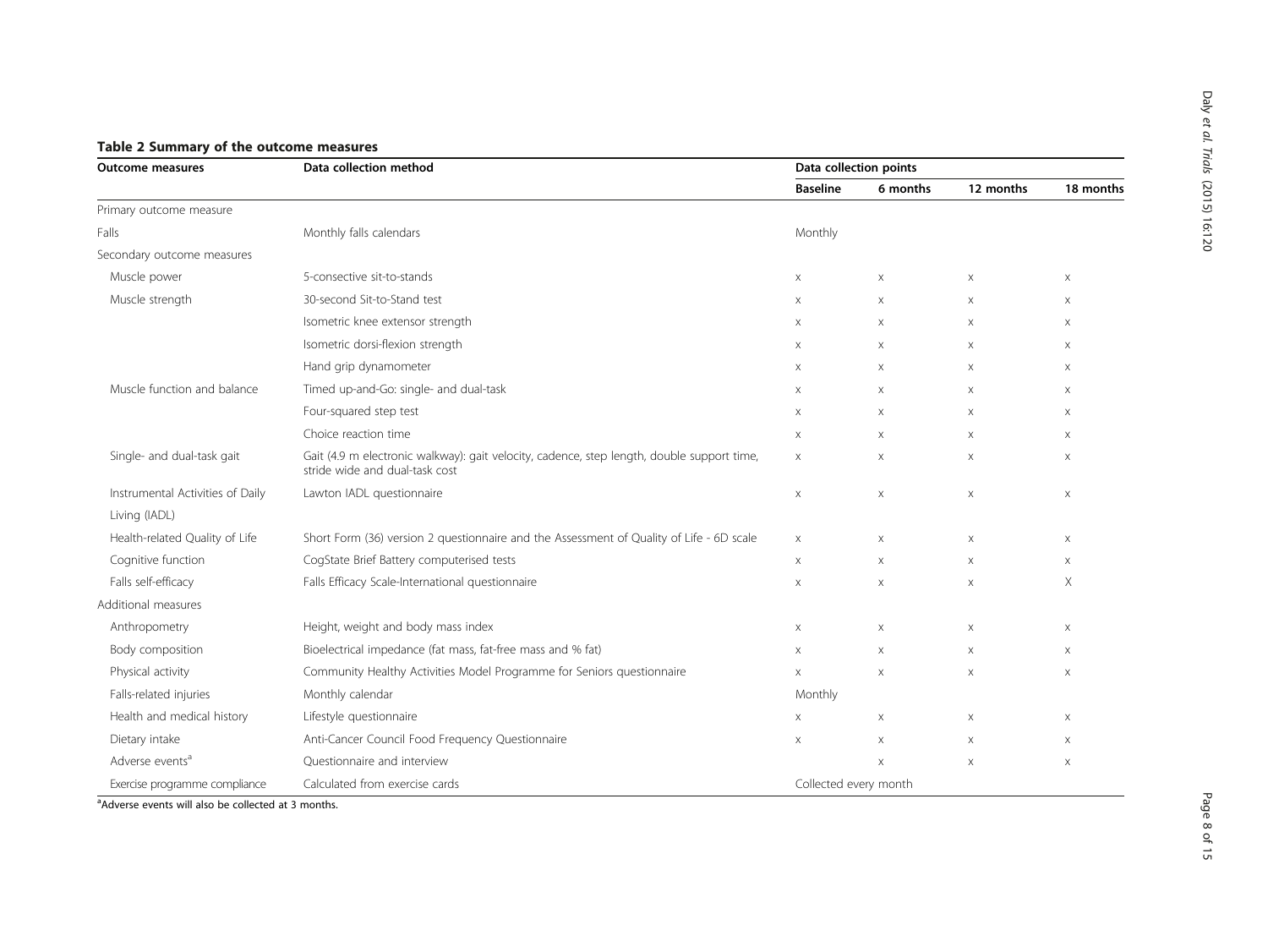**Table 2 Summary of the outcome measures**

| Outcome measures | Data collection method | Data collection points | | | |
|---|---|---|---|---|---|
| | | **Baseline** | **6 months** | **12 months** | **18 months** |
| Primary outcome measure | | | | | |
| Falls | Monthly falls calendars | Monthly | | | |
| Secondary outcome measures | | | | | |
| Muscle power | 5-consecutive sit-to-stands | x | x | x | x |
| Muscle strength | 30-second Sit-to-Stand test | x | x | x | x |
| | Isometric knee extensor strength | x | x | x | x |
| | Isometric dorsi-flexion strength | x | x | x | x |
| | Hand grip dynamometer | x | x | x | x |
| Muscle function and balance | Timed up-and-Go: single- and dual-task | x | x | x | x |
| | Four-squared step test | x | x | x | x |
| | Choice reaction time | x | x | x | x |
| Single- and dual-task gait | Gait (4.9 m electronic walkway): gait velocity, cadence, step length, double support time, stride wide and dual-task cost | x | x | x | x |
| Instrumental Activities of Daily Living (IADL) | Lawton IADL questionnaire | x | x | x | x |
| Health-related Quality of Life | Short Form (36) version 2 questionnaire and the Assessment of Quality of Life - 6D scale | x | x | x | x |
| Cognitive function | CogState Brief Battery computerised tests | x | x | x | x |
| Falls self-efficacy | Falls Efficacy Scale-International questionnaire | x | x | x | X |
| Additional measures | | | | | |
| Anthropometry | Height, weight and body mass index | x | x | x | x |
| Body composition | Bioelectrical impedance (fat mass, fat-free mass and % fat) | x | x | x | x |
| Physical activity | Community Healthy Activities Model Programme for Seniors questionnaire | x | x | x | x |
| Falls-related injuries | Monthly calendar | Monthly | | | |
| Health and medical history | Lifestyle questionnaire | x | x | x | x |
| Dietary intake | Anti-Cancer Council Food Frequency Questionnaire | x | x | x | x |
| Adverse events[a] | Questionnaire and interview | | x | x | x |
| Exercise programme compliance | Calculated from exercise cards | Collected every month | | | |

[a]Adverse events will also be collected at 3 months.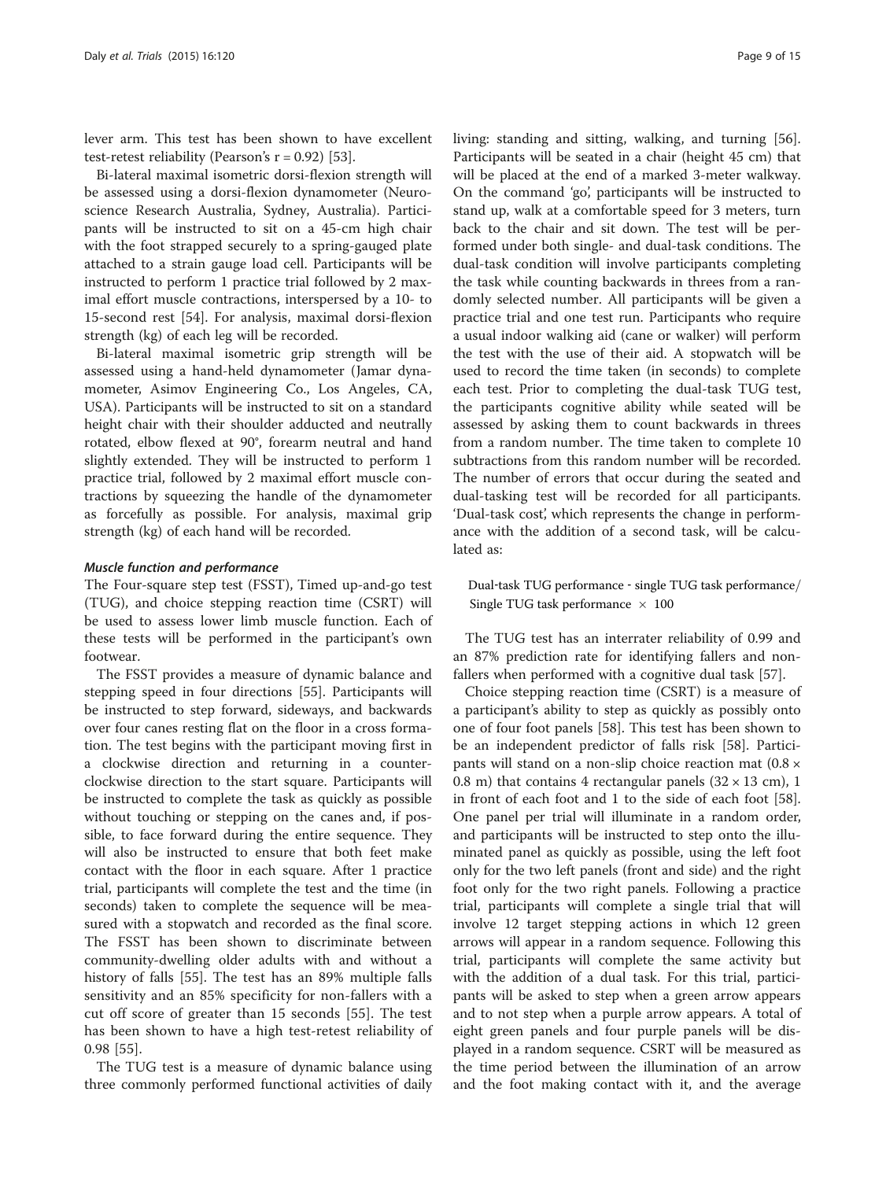lever arm. This test has been shown to have excellent test-retest reliability (Pearson's r = 0.92) [53].

Bi-lateral maximal isometric dorsi-flexion strength will be assessed using a dorsi-flexion dynamometer (Neuroscience Research Australia, Sydney, Australia). Participants will be instructed to sit on a 45-cm high chair with the foot strapped securely to a spring-gauged plate attached to a strain gauge load cell. Participants will be instructed to perform 1 practice trial followed by 2 maximal effort muscle contractions, interspersed by a 10- to 15-second rest [54]. For analysis, maximal dorsi-flexion strength (kg) of each leg will be recorded.

Bi-lateral maximal isometric grip strength will be assessed using a hand-held dynamometer (Jamar dynamometer, Asimov Engineering Co., Los Angeles, CA, USA). Participants will be instructed to sit on a standard height chair with their shoulder adducted and neutrally rotated, elbow flexed at 90°, forearm neutral and hand slightly extended. They will be instructed to perform 1 practice trial, followed by 2 maximal effort muscle contractions by squeezing the handle of the dynamometer as forcefully as possible. For analysis, maximal grip strength (kg) of each hand will be recorded.

#### *Muscle function and performance*

The Four-square step test (FSST), Timed up-and-go test (TUG), and choice stepping reaction time (CSRT) will be used to assess lower limb muscle function. Each of these tests will be performed in the participant's own footwear.

The FSST provides a measure of dynamic balance and stepping speed in four directions [55]. Participants will be instructed to step forward, sideways, and backwards over four canes resting flat on the floor in a cross formation. The test begins with the participant moving first in a clockwise direction and returning in a counter-clockwise direction to the start square. Participants will be instructed to complete the task as quickly as possible without touching or stepping on the canes and, if possible, to face forward during the entire sequence. They will also be instructed to ensure that both feet make contact with the floor in each square. After 1 practice trial, participants will complete the test and the time (in seconds) taken to complete the sequence will be measured with a stopwatch and recorded as the final score. The FSST has been shown to discriminate between community-dwelling older adults with and without a history of falls [55]. The test has an 89% multiple falls sensitivity and an 85% specificity for non-fallers with a cut off score of greater than 15 seconds [55]. The test has been shown to have a high test-retest reliability of 0.98 [55].

The TUG test is a measure of dynamic balance using three commonly performed functional activities of daily living: standing and sitting, walking, and turning [56]. Participants will be seated in a chair (height 45 cm) that will be placed at the end of a marked 3-meter walkway. On the command 'go', participants will be instructed to stand up, walk at a comfortable speed for 3 meters, turn back to the chair and sit down. The test will be performed under both single- and dual-task conditions. The dual-task condition will involve participants completing the task while counting backwards in threes from a randomly selected number. All participants will be given a practice trial and one test run. Participants who require a usual indoor walking aid (cane or walker) will perform the test with the use of their aid. A stopwatch will be used to record the time taken (in seconds) to complete each test. Prior to completing the dual-task TUG test, the participants cognitive ability while seated will be assessed by asking them to count backwards in threes from a random number. The time taken to complete 10 subtractions from this random number will be recorded. The number of errors that occur during the seated and dual-tasking test will be recorded for all participants. 'Dual-task cost', which represents the change in performance with the addition of a second task, will be calculated as:

$$\text{Dual-task TUG performance} - \text{single TUG task performance} / \text{Single TUG task performance} \times 100$$

The TUG test has an interrater reliability of 0.99 and an 87% prediction rate for identifying fallers and non-fallers when performed with a cognitive dual task [57].

Choice stepping reaction time (CSRT) is a measure of a participant's ability to step as quickly as possibly onto one of four foot panels [58]. This test has been shown to be an independent predictor of falls risk [58]. Participants will stand on a non-slip choice reaction mat ($0.8 \times 0.8$ m) that contains 4 rectangular panels ($32 \times 13$ cm), 1 in front of each foot and 1 to the side of each foot [58]. One panel per trial will illuminate in a random order, and participants will be instructed to step onto the illuminated panel as quickly as possible, using the left foot only for the two left panels (front and side) and the right foot only for the two right panels. Following a practice trial, participants will complete a single trial that will involve 12 target stepping actions in which 12 green arrows will appear in a random sequence. Following this trial, participants will complete the same activity but with the addition of a dual task. For this trial, participants will be asked to step when a green arrow appears and to not step when a purple arrow appears. A total of eight green panels and four purple panels will be displayed in a random sequence. CSRT will be measured as the time period between the illumination of an arrow and the foot making contact with it, and the average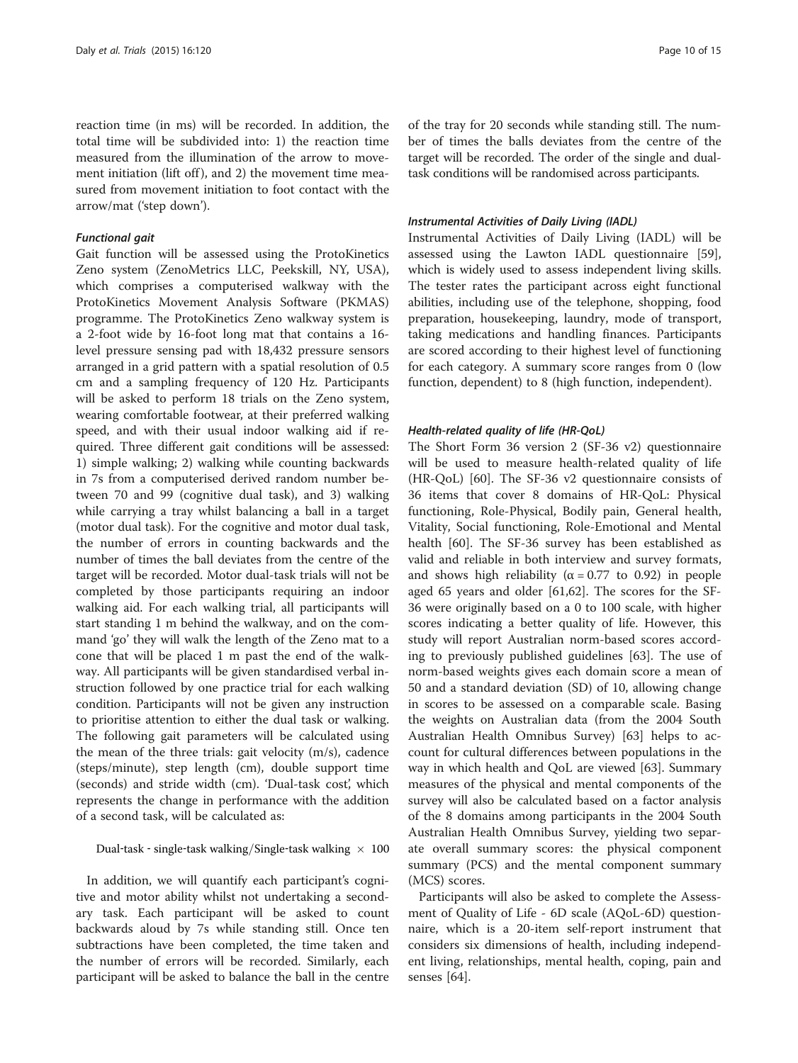reaction time (in ms) will be recorded. In addition, the total time will be subdivided into: 1) the reaction time measured from the illumination of the arrow to movement initiation (lift off), and 2) the movement time measured from movement initiation to foot contact with the arrow/mat ('step down').

#### *Functional gait*

Gait function will be assessed using the ProtoKinetics Zeno system (ZenoMetrics LLC, Peekskill, NY, USA), which comprises a computerised walkway with the ProtoKinetics Movement Analysis Software (PKMAS) programme. The ProtoKinetics Zeno walkway system is a 2-foot wide by 16-foot long mat that contains a 16-level pressure sensing pad with 18,432 pressure sensors arranged in a grid pattern with a spatial resolution of 0.5 cm and a sampling frequency of 120 Hz. Participants will be asked to perform 18 trials on the Zeno system, wearing comfortable footwear, at their preferred walking speed, and with their usual indoor walking aid if required. Three different gait conditions will be assessed: 1) simple walking; 2) walking while counting backwards in 7s from a computerised derived random number between 70 and 99 (cognitive dual task), and 3) walking while carrying a tray whilst balancing a ball in a target (motor dual task). For the cognitive and motor dual task, the number of errors in counting backwards and the number of times the ball deviates from the centre of the target will be recorded. Motor dual-task trials will not be completed by those participants requiring an indoor walking aid. For each walking trial, all participants will start standing 1 m behind the walkway, and on the command 'go' they will walk the length of the Zeno mat to a cone that will be placed 1 m past the end of the walkway. All participants will be given standardised verbal instruction followed by one practice trial for each walking condition. Participants will not be given any instruction to prioritise attention to either the dual task or walking. The following gait parameters will be calculated using the mean of the three trials: gait velocity (m/s), cadence (steps/minute), step length (cm), double support time (seconds) and stride width (cm). 'Dual-task cost', which represents the change in performance with the addition of a second task, will be calculated as:

$$\text{Dual-task - single-task walking/Single-task walking} \times 100$$

In addition, we will quantify each participant's cognitive and motor ability whilst not undertaking a secondary task. Each participant will be asked to count backwards aloud by 7s while standing still. Once ten subtractions have been completed, the time taken and the number of errors will be recorded. Similarly, each participant will be asked to balance the ball in the centre of the tray for 20 seconds while standing still. The number of times the balls deviates from the centre of the target will be recorded. The order of the single and dual-task conditions will be randomised across participants.

#### *Instrumental Activities of Daily Living (IADL)*

Instrumental Activities of Daily Living (IADL) will be assessed using the Lawton IADL questionnaire [59], which is widely used to assess independent living skills. The tester rates the participant across eight functional abilities, including use of the telephone, shopping, food preparation, housekeeping, laundry, mode of transport, taking medications and handling finances. Participants are scored according to their highest level of functioning for each category. A summary score ranges from 0 (low function, dependent) to 8 (high function, independent).

#### *Health-related quality of life (HR-QoL)*

The Short Form 36 version 2 (SF-36 v2) questionnaire will be used to measure health-related quality of life (HR-QoL) [60]. The SF-36 v2 questionnaire consists of 36 items that cover 8 domains of HR-QoL: Physical functioning, Role-Physical, Bodily pain, General health, Vitality, Social functioning, Role-Emotional and Mental health [60]. The SF-36 survey has been established as valid and reliable in both interview and survey formats, and shows high reliability ($\alpha = 0.77$ to 0.92) in people aged 65 years and older [61,62]. The scores for the SF-36 were originally based on a 0 to 100 scale, with higher scores indicating a better quality of life. However, this study will report Australian norm-based scores according to previously published guidelines [63]. The use of norm-based weights gives each domain score a mean of 50 and a standard deviation (SD) of 10, allowing change in scores to be assessed on a comparable scale. Basing the weights on Australian data (from the 2004 South Australian Health Omnibus Survey) [63] helps to account for cultural differences between populations in the way in which health and QoL are viewed [63]. Summary measures of the physical and mental components of the survey will also be calculated based on a factor analysis of the 8 domains among participants in the 2004 South Australian Health Omnibus Survey, yielding two separate overall summary scores: the physical component summary (PCS) and the mental component summary (MCS) scores.

Participants will also be asked to complete the Assessment of Quality of Life - 6D scale (AQoL-6D) questionnaire, which is a 20-item self-report instrument that considers six dimensions of health, including independent living, relationships, mental health, coping, pain and senses [64].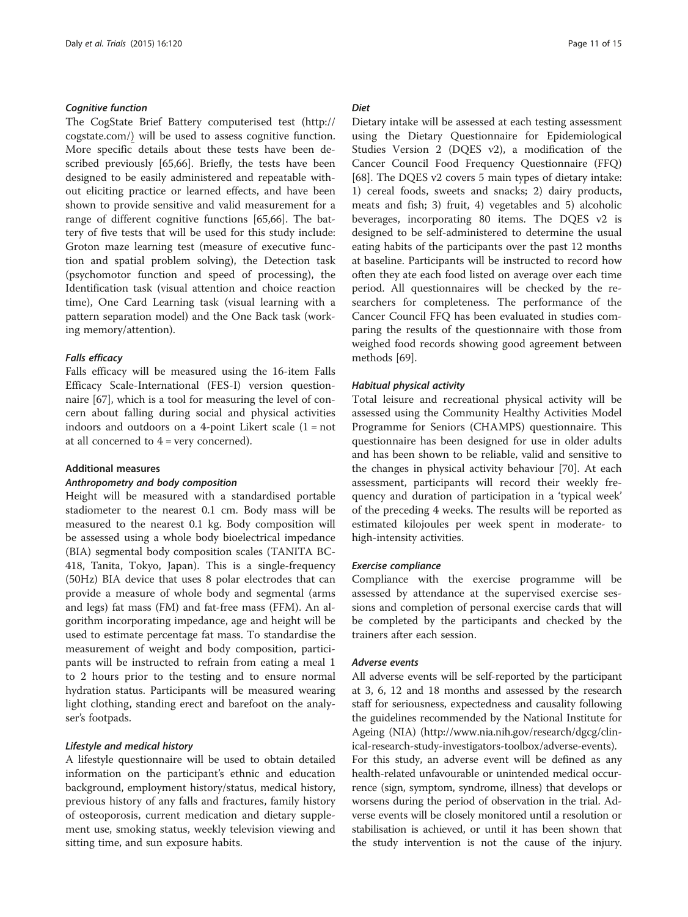#### *Cognitive function*

The CogState Brief Battery computerised test (http://cogstate.com/) will be used to assess cognitive function. More specific details about these tests have been described previously [65,66]. Briefly, the tests have been designed to be easily administered and repeatable without eliciting practice or learned effects, and have been shown to provide sensitive and valid measurement for a range of different cognitive functions [65,66]. The battery of five tests that will be used for this study include: Groton maze learning test (measure of executive function and spatial problem solving), the Detection task (psychomotor function and speed of processing), the Identification task (visual attention and choice reaction time), One Card Learning task (visual learning with a pattern separation model) and the One Back task (working memory/attention).

#### *Falls efficacy*

Falls efficacy will be measured using the 16-item Falls Efficacy Scale-International (FES-I) version questionnaire [67], which is a tool for measuring the level of concern about falling during social and physical activities indoors and outdoors on a 4-point Likert scale (1 = not at all concerned to 4 = very concerned).

### Additional measures

#### *Anthropometry and body composition*

Height will be measured with a standardised portable stadiometer to the nearest 0.1 cm. Body mass will be measured to the nearest 0.1 kg. Body composition will be assessed using a whole body bioelectrical impedance (BIA) segmental body composition scales (TANITA BC-418, Tanita, Tokyo, Japan). This is a single-frequency (50Hz) BIA device that uses 8 polar electrodes that can provide a measure of whole body and segmental (arms and legs) fat mass (FM) and fat-free mass (FFM). An algorithm incorporating impedance, age and height will be used to estimate percentage fat mass. To standardise the measurement of weight and body composition, participants will be instructed to refrain from eating a meal 1 to 2 hours prior to the testing and to ensure normal hydration status. Participants will be measured wearing light clothing, standing erect and barefoot on the analyser's footpads.

#### *Lifestyle and medical history*

A lifestyle questionnaire will be used to obtain detailed information on the participant's ethnic and education background, employment history/status, medical history, previous history of any falls and fractures, family history of osteoporosis, current medication and dietary supplement use, smoking status, weekly television viewing and sitting time, and sun exposure habits.

#### *Diet*

Dietary intake will be assessed at each testing assessment using the Dietary Questionnaire for Epidemiological Studies Version 2 (DQES v2), a modification of the Cancer Council Food Frequency Questionnaire (FFQ) [68]. The DQES v2 covers 5 main types of dietary intake: 1) cereal foods, sweets and snacks; 2) dairy products, meats and fish; 3) fruit, 4) vegetables and 5) alcoholic beverages, incorporating 80 items. The DQES v2 is designed to be self-administered to determine the usual eating habits of the participants over the past 12 months at baseline. Participants will be instructed to record how often they ate each food listed on average over each time period. All questionnaires will be checked by the researchers for completeness. The performance of the Cancer Council FFQ has been evaluated in studies comparing the results of the questionnaire with those from weighed food records showing good agreement between methods [69].

#### *Habitual physical activity*

Total leisure and recreational physical activity will be assessed using the Community Healthy Activities Model Programme for Seniors (CHAMPS) questionnaire. This questionnaire has been designed for use in older adults and has been shown to be reliable, valid and sensitive to the changes in physical activity behaviour [70]. At each assessment, participants will record their weekly frequency and duration of participation in a 'typical week' of the preceding 4 weeks. The results will be reported as estimated kilojoules per week spent in moderate- to high-intensity activities.

#### *Exercise compliance*

Compliance with the exercise programme will be assessed by attendance at the supervised exercise sessions and completion of personal exercise cards that will be completed by the participants and checked by the trainers after each session.

#### *Adverse events*

All adverse events will be self-reported by the participant at 3, 6, 12 and 18 months and assessed by the research staff for seriousness, expectedness and causality following the guidelines recommended by the National Institute for Ageing (NIA) (http://www.nia.nih.gov/research/dgcg/clinical-research-study-investigators-toolbox/adverse-events). For this study, an adverse event will be defined as any health-related unfavourable or unintended medical occurrence (sign, symptom, syndrome, illness) that develops or worsens during the period of observation in the trial. Adverse events will be closely monitored until a resolution or stabilisation is achieved, or until it has been shown that the study intervention is not the cause of the injury.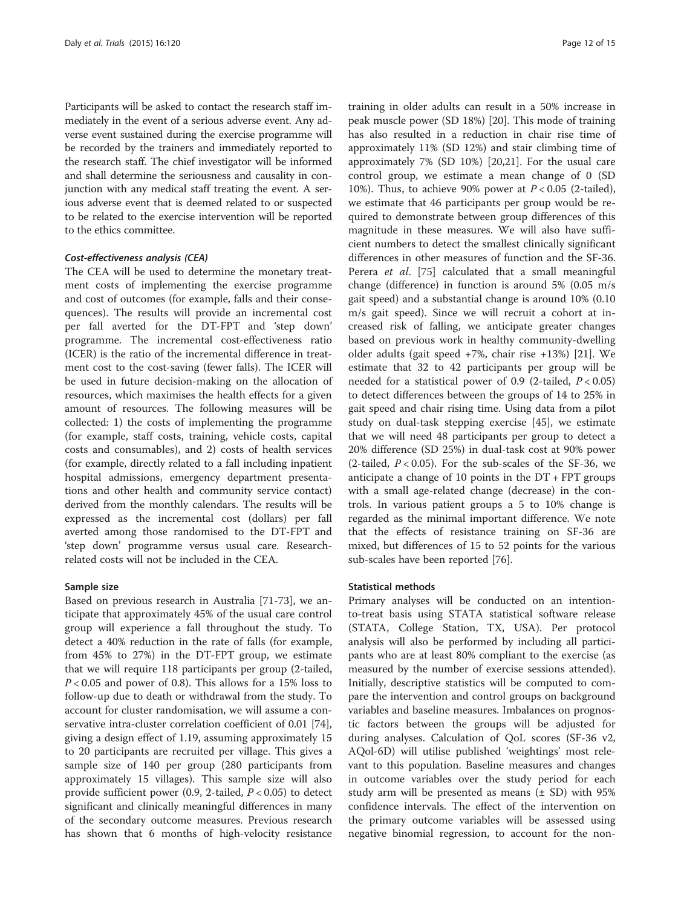Participants will be asked to contact the research staff immediately in the event of a serious adverse event. Any adverse event sustained during the exercise programme will be recorded by the trainers and immediately reported to the research staff. The chief investigator will be informed and shall determine the seriousness and causality in conjunction with any medical staff treating the event. A serious adverse event that is deemed related to or suspected to be related to the exercise intervention will be reported to the ethics committee.

#### Cost-effectiveness analysis (CEA)

The CEA will be used to determine the monetary treatment costs of implementing the exercise programme and cost of outcomes (for example, falls and their consequences). The results will provide an incremental cost per fall averted for the DT-FPT and 'step down' programme. The incremental cost-effectiveness ratio (ICER) is the ratio of the incremental difference in treatment cost to the cost-saving (fewer falls). The ICER will be used in future decision-making on the allocation of resources, which maximises the health effects for a given amount of resources. The following measures will be collected: 1) the costs of implementing the programme (for example, staff costs, training, vehicle costs, capital costs and consumables), and 2) costs of health services (for example, directly related to a fall including inpatient hospital admissions, emergency department presentations and other health and community service contact) derived from the monthly calendars. The results will be expressed as the incremental cost (dollars) per fall averted among those randomised to the DT-FPT and 'step down' programme versus usual care. Research-related costs will not be included in the CEA.

### Sample size

Based on previous research in Australia [71-73], we anticipate that approximately 45% of the usual care control group will experience a fall throughout the study. To detect a 40% reduction in the rate of falls (for example, from 45% to 27%) in the DT-FPT group, we estimate that we will require 118 participants per group (2-tailed, $P < 0.05$ and power of 0.8). This allows for a 15% loss to follow-up due to death or withdrawal from the study. To account for cluster randomisation, we will assume a conservative intra-cluster correlation coefficient of 0.01 [74], giving a design effect of 1.19, assuming approximately 15 to 20 participants are recruited per village. This gives a sample size of 140 per group (280 participants from approximately 15 villages). This sample size will also provide sufficient power (0.9, 2-tailed, $P < 0.05$) to detect significant and clinically meaningful differences in many of the secondary outcome measures. Previous research has shown that 6 months of high-velocity resistance training in older adults can result in a 50% increase in peak muscle power (SD 18%) [20]. This mode of training has also resulted in a reduction in chair rise time of approximately 11% (SD 12%) and stair climbing time of approximately 7% (SD 10%) [20,21]. For the usual care control group, we estimate a mean change of 0 (SD 10%). Thus, to achieve 90% power at $P < 0.05$ (2-tailed), we estimate that 46 participants per group would be required to demonstrate between group differences of this magnitude in these measures. We will also have sufficient numbers to detect the smallest clinically significant differences in other measures of function and the SF-36. Perera *et al.* [75] calculated that a small meaningful change (difference) in function is around 5% (0.05 m/s gait speed) and a substantial change is around 10% (0.10 m/s gait speed). Since we will recruit a cohort at increased risk of falling, we anticipate greater changes based on previous work in healthy community-dwelling older adults (gait speed +7%, chair rise +13%) [21]. We estimate that 32 to 42 participants per group will be needed for a statistical power of 0.9 (2-tailed, $P < 0.05$) to detect differences between the groups of 14 to 25% in gait speed and chair rising time. Using data from a pilot study on dual-task stepping exercise [45], we estimate that we will need 48 participants per group to detect a 20% difference (SD 25%) in dual-task cost at 90% power (2-tailed, $P < 0.05$). For the sub-scales of the SF-36, we anticipate a change of 10 points in the DT + FPT groups with a small age-related change (decrease) in the controls. In various patient groups a 5 to 10% change is regarded as the minimal important difference. We note that the effects of resistance training on SF-36 are mixed, but differences of 15 to 52 points for the various sub-scales have been reported [76].

### Statistical methods

Primary analyses will be conducted on an intention-to-treat basis using STATA statistical software release (STATA, College Station, TX, USA). Per protocol analysis will also be performed by including all participants who are at least 80% compliant to the exercise (as measured by the number of exercise sessions attended). Initially, descriptive statistics will be computed to compare the intervention and control groups on background variables and baseline measures. Imbalances on prognostic factors between the groups will be adjusted for during analyses. Calculation of QoL scores (SF-36 v2, AQol-6D) will utilise published 'weightings' most relevant to this population. Baseline measures and changes in outcome variables over the study period for each study arm will be presented as means (± SD) with 95% confidence intervals. The effect of the intervention on the primary outcome variables will be assessed using negative binomial regression, to account for the non-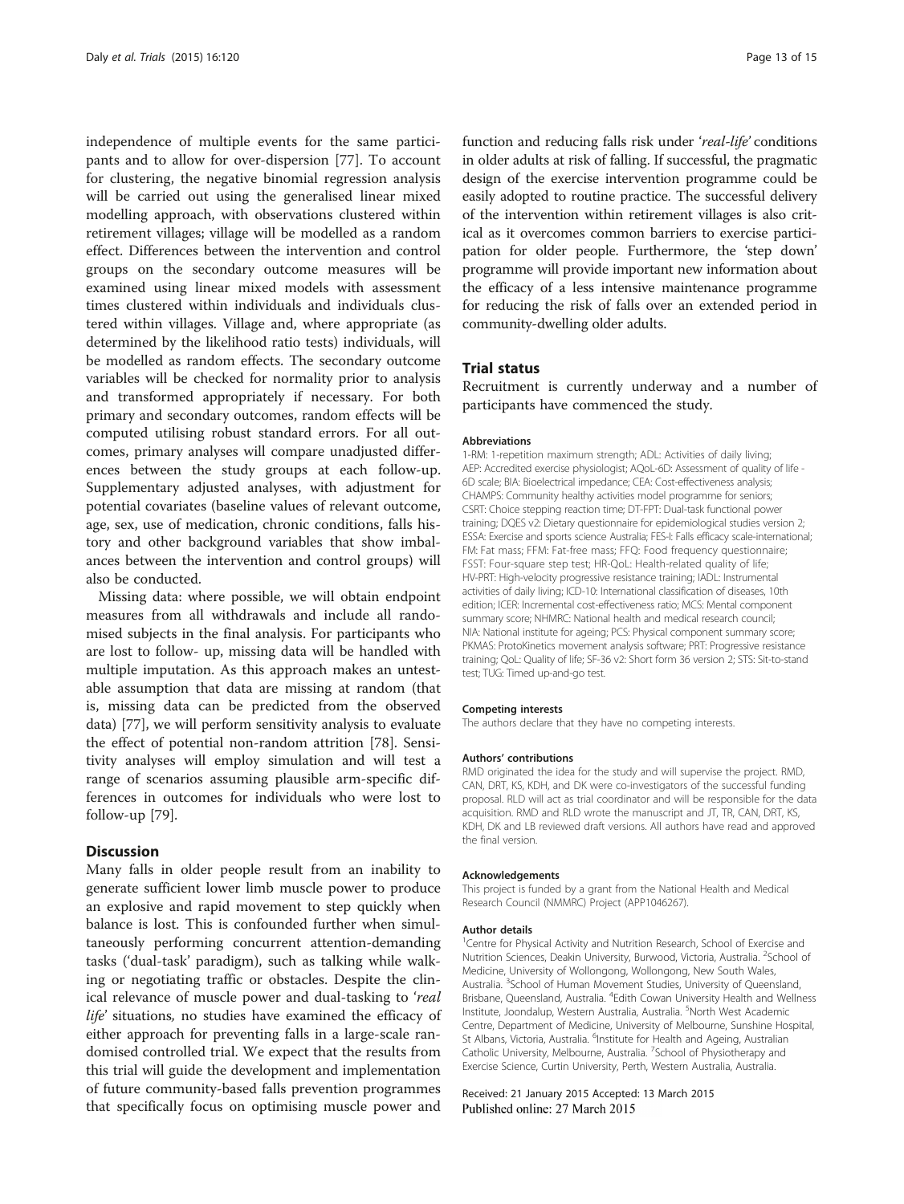independence of multiple events for the same participants and to allow for over-dispersion [77]. To account for clustering, the negative binomial regression analysis will be carried out using the generalised linear mixed modelling approach, with observations clustered within retirement villages; village will be modelled as a random effect. Differences between the intervention and control groups on the secondary outcome measures will be examined using linear mixed models with assessment times clustered within individuals and individuals clustered within villages. Village and, where appropriate (as determined by the likelihood ratio tests) individuals, will be modelled as random effects. The secondary outcome variables will be checked for normality prior to analysis and transformed appropriately if necessary. For both primary and secondary outcomes, random effects will be computed utilising robust standard errors. For all outcomes, primary analyses will compare unadjusted differences between the study groups at each follow-up. Supplementary adjusted analyses, with adjustment for potential covariates (baseline values of relevant outcome, age, sex, use of medication, chronic conditions, falls history and other background variables that show imbalances between the intervention and control groups) will also be conducted.

Missing data: where possible, we will obtain endpoint measures from all withdrawals and include all randomised subjects in the final analysis. For participants who are lost to follow- up, missing data will be handled with multiple imputation. As this approach makes an untestable assumption that data are missing at random (that is, missing data can be predicted from the observed data) [77], we will perform sensitivity analysis to evaluate the effect of potential non-random attrition [78]. Sensitivity analyses will employ simulation and will test a range of scenarios assuming plausible arm-specific differences in outcomes for individuals who were lost to follow-up [79].

## Discussion

Many falls in older people result from an inability to generate sufficient lower limb muscle power to produce an explosive and rapid movement to step quickly when balance is lost. This is confounded further when simultaneously performing concurrent attention-demanding tasks ('dual-task' paradigm), such as talking while walking or negotiating traffic or obstacles. Despite the clinical relevance of muscle power and dual-tasking to '*real life*' situations, no studies have examined the efficacy of either approach for preventing falls in a large-scale randomised controlled trial. We expect that the results from this trial will guide the development and implementation of future community-based falls prevention programmes that specifically focus on optimising muscle power and function and reducing falls risk under '*real-life*' conditions in older adults at risk of falling. If successful, the pragmatic design of the exercise intervention programme could be easily adopted to routine practice. The successful delivery of the intervention within retirement villages is also critical as it overcomes common barriers to exercise participation for older people. Furthermore, the 'step down' programme will provide important new information about the efficacy of a less intensive maintenance programme for reducing the risk of falls over an extended period in community-dwelling older adults.

## Trial status

Recruitment is currently underway and a number of participants have commenced the study.

#### Abbreviations

1-RM: 1-repetition maximum strength; ADL: Activities of daily living; AEP: Accredited exercise physiologist; AQoL-6D: Assessment of quality of life - 6D scale; BIA: Bioelectrical impedance; CEA: Cost-effectiveness analysis; CHAMPS: Community healthy activities model programme for seniors; CSRT: Choice stepping reaction time; DT-FPT: Dual-task functional power training; DQES v2: Dietary questionnaire for epidemiological studies version 2; ESSA: Exercise and sports science Australia; FES-I: Falls efficacy scale-international; FM: Fat mass; FFM: Fat-free mass; FFQ: Food frequency questionnaire; FSST: Four-square step test; HR-QoL: Health-related quality of life; HV-PRT: High-velocity progressive resistance training; IADL: Instrumental activities of daily living; ICD-10: International classification of diseases, 10th edition; ICER: Incremental cost-effectiveness ratio; MCS: Mental component summary score; NHMRC: National health and medical research council; NIA: National institute for ageing; PCS: Physical component summary score; PKMAS: ProtoKinetics movement analysis software; PRT: Progressive resistance training; QoL: Quality of life; SF-36 v2: Short form 36 version 2; STS: Sit-to-stand test; TUG: Timed up-and-go test.

#### Competing interests

The authors declare that they have no competing interests.

#### Authors' contributions

RMD originated the idea for the study and will supervise the project. RMD, CAN, DRT, KS, KDH, and DK were co-investigators of the successful funding proposal. RLD will act as trial coordinator and will be responsible for the data acquisition. RMD and RLD wrote the manuscript and JT, TR, CAN, DRT, KS, KDH, DK and LB reviewed draft versions. All authors have read and approved the final version.

#### Acknowledgements

This project is funded by a grant from the National Health and Medical Research Council (NMMRC) Project (APP1046267).

#### Author details

[1]Centre for Physical Activity and Nutrition Research, School of Exercise and Nutrition Sciences, Deakin University, Burwood, Victoria, Australia. [2]School of Medicine, University of Wollongong, Wollongong, New South Wales, Australia. [3]School of Human Movement Studies, University of Queensland, Brisbane, Queensland, Australia. [4]Edith Cowan University Health and Wellness Institute, Joondalup, Western Australia, Australia. [5]North West Academic Centre, Department of Medicine, University of Melbourne, Sunshine Hospital, St Albans, Victoria, Australia. [6]Institute for Health and Ageing, Australian Catholic University, Melbourne, Australia. [7]School of Physiotherapy and Exercise Science, Curtin University, Perth, Western Australia, Australia.

Received: 21 January 2015 Accepted: 13 March 2015
Published online: 27 March 2015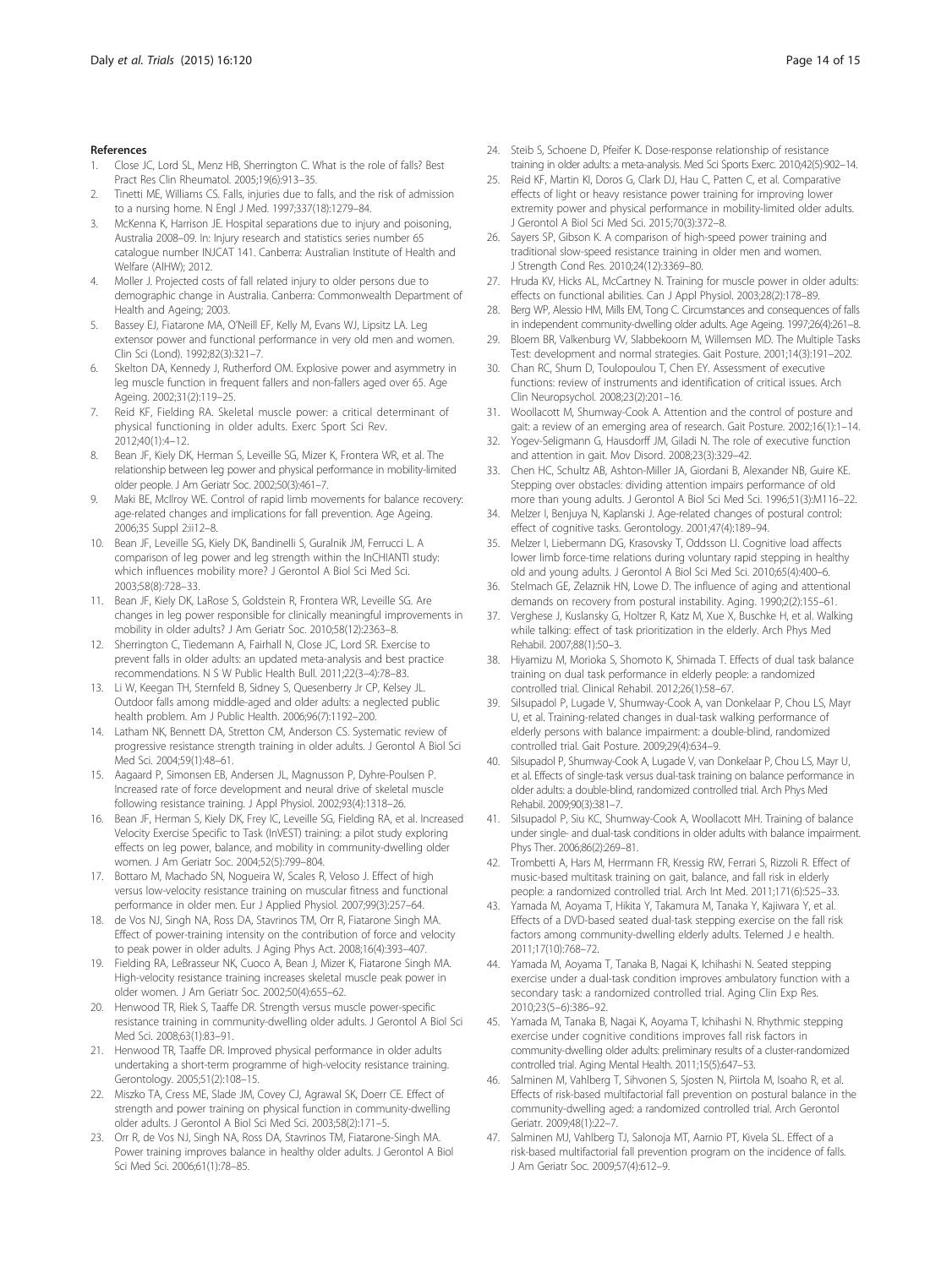## References

1. Close JC, Lord SL, Menz HB, Sherrington C. What is the role of falls? Best Pract Res Clin Rheumatol. 2005;19(6):913–35.
2. Tinetti ME, Williams CS. Falls, injuries due to falls, and the risk of admission to a nursing home. N Engl J Med. 1997;337(18):1279–84.
3. McKenna K, Harrison JE. Hospital separations due to injury and poisoning, Australia 2008–09. In: Injury research and statistics series number 65 catalogue number INJCAT 141. Canberra: Australian Institute of Health and Welfare (AIHW); 2012.
4. Moller J. Projected costs of fall related injury to older persons due to demographic change in Australia. Canberra: Commonwealth Department of Health and Ageing; 2003.
5. Bassey EJ, Fiatarone MA, O'Neill EF, Kelly M, Evans WJ, Lipsitz LA. Leg extensor power and functional performance in very old men and women. Clin Sci (Lond). 1992;82(3):321–7.
6. Skelton DA, Kennedy J, Rutherford OM. Explosive power and asymmetry in leg muscle function in frequent fallers and non-fallers aged over 65. Age Ageing. 2002;31(2):119–25.
7. Reid KF, Fielding RA. Skeletal muscle power: a critical determinant of physical functioning in older adults. Exerc Sport Sci Rev. 2012;40(1):4–12.
8. Bean JF, Kiely DK, Herman S, Leveille SG, Mizer K, Frontera WR, et al. The relationship between leg power and physical performance in mobility-limited older people. J Am Geriatr Soc. 2002;50(3):461–7.
9. Maki BE, McIlroy WE. Control of rapid limb movements for balance recovery: age-related changes and implications for fall prevention. Age Ageing. 2006;35 Suppl 2:ii12–8.
10. Bean JF, Leveille SG, Kiely DK, Bandinelli S, Guralnik JM, Ferrucci L. A comparison of leg power and leg strength within the InCHIANTI study: which influences mobility more? J Gerontol A Biol Sci Med Sci. 2003;58(8):728–33.
11. Bean JF, Kiely DK, LaRose S, Goldstein R, Frontera WR, Leveille SG. Are changes in leg power responsible for clinically meaningful improvements in mobility in older adults? J Am Geriatr Soc. 2010;58(12):2363–8.
12. Sherrington C, Tiedemann A, Fairhall N, Close JC, Lord SR. Exercise to prevent falls in older adults: an updated meta-analysis and best practice recommendations. N S W Public Health Bull. 2011;22(3–4):78–83.
13. Li W, Keegan TH, Sternfeld B, Sidney S, Quesenberry Jr CP, Kelsey JL. Outdoor falls among middle-aged and older adults: a neglected public health problem. Am J Public Health. 2006;96(7):1192–200.
14. Latham NK, Bennett DA, Stretton CM, Anderson CS. Systematic review of progressive resistance strength training in older adults. J Gerontol A Biol Sci Med Sci. 2004;59(1):48–61.
15. Aagaard P, Simonsen EB, Andersen JL, Magnusson P, Dyhre-Poulsen P. Increased rate of force development and neural drive of skeletal muscle following resistance training. J Appl Physiol. 2002;93(4):1318–26.
16. Bean JF, Herman S, Kiely DK, Frey IC, Leveille SG, Fielding RA, et al. Increased Velocity Exercise Specific to Task (InVEST) training: a pilot study exploring effects on leg power, balance, and mobility in community-dwelling older women. J Am Geriatr Soc. 2004;52(5):799–804.
17. Bottaro M, Machado SN, Nogueira W, Scales R, Veloso J. Effect of high versus low-velocity resistance training on muscular fitness and functional performance in older men. Eur J Applied Physiol. 2007;99(3):257–64.
18. de Vos NJ, Singh NA, Ross DA, Stavrinos TM, Orr R, Fiatarone Singh MA. Effect of power-training intensity on the contribution of force and velocity to peak power in older adults. J Aging Phys Act. 2008;16(4):393–407.
19. Fielding RA, LeBrasseur NK, Cuoco A, Bean J, Mizer K, Fiatarone Singh MA. High-velocity resistance training increases skeletal muscle peak power in older women. J Am Geriatr Soc. 2002;50(4):655–62.
20. Henwood TR, Riek S, Taaffe DR. Strength versus muscle power-specific resistance training in community-dwelling older adults. J Gerontol A Biol Sci Med Sci. 2008;63(1):83–91.
21. Henwood TR, Taaffe DR. Improved physical performance in older adults undertaking a short-term programme of high-velocity resistance training. Gerontology. 2005;51(2):108–15.
22. Miszko TA, Cress ME, Slade JM, Covey CJ, Agrawal SK, Doerr CE. Effect of strength and power training on physical function in community-dwelling older adults. J Gerontol A Biol Sci Med Sci. 2003;58(2):171–5.
23. Orr R, de Vos NJ, Singh NA, Ross DA, Stavrinos TM, Fiatarone-Singh MA. Power training improves balance in healthy older adults. J Gerontol A Biol Sci Med Sci. 2006;61(1):78–85.
24. Steib S, Schoene D, Pfeifer K. Dose-response relationship of resistance training in older adults: a meta-analysis. Med Sci Sports Exerc. 2010;42(5):902–14.
25. Reid KF, Martin KI, Doros G, Clark DJ, Hau C, Patten C, et al. Comparative effects of light or heavy resistance power training for improving lower extremity power and physical performance in mobility-limited older adults. J Gerontol A Biol Sci Med Sci. 2015;70(3):372–8.
26. Sayers SP, Gibson K. A comparison of high-speed power training and traditional slow-speed resistance training in older men and women. J Strength Cond Res. 2010;24(12):3369–80.
27. Hruda KV, Hicks AL, McCartney N. Training for muscle power in older adults: effects on functional abilities. Can J Appl Physiol. 2003;28(2):178–89.
28. Berg WP, Alessio HM, Mills EM, Tong C. Circumstances and consequences of falls in independent community-dwelling older adults. Age Ageing. 1997;26(4):261–8.
29. Bloem BR, Valkenburg VV, Slabbekoorn M, Willemsen MD. The Multiple Tasks Test: development and normal strategies. Gait Posture. 2001;14(3):191–202.
30. Chan RC, Shum D, Toulopoulou T, Chen EY. Assessment of executive functions: review of instruments and identification of critical issues. Arch Clin Neuropsychol. 2008;23(2):201–16.
31. Woollacott M, Shumway-Cook A. Attention and the control of posture and gait: a review of an emerging area of research. Gait Posture. 2002;16(1):1–14.
32. Yogev-Seligmann G, Hausdorff JM, Giladi N. The role of executive function and attention in gait. Mov Disord. 2008;23(3):329–42.
33. Chen HC, Schultz AB, Ashton-Miller JA, Giordani B, Alexander NB, Guire KE. Stepping over obstacles: dividing attention impairs performance of old more than young adults. J Gerontol A Biol Sci Med Sci. 1996;51(3):M116–22.
34. Melzer I, Benjuya N, Kaplanski J. Age-related changes of postural control: effect of cognitive tasks. Gerontology. 2001;47(4):189–94.
35. Melzer I, Liebermann DG, Krasovsky T, Oddsson LI. Cognitive load affects lower limb force-time relations during voluntary rapid stepping in healthy old and young adults. J Gerontol A Biol Sci Med Sci. 2010;65(4):400–6.
36. Stelmach GE, Zelaznik HN, Lowe D. The influence of aging and attentional demands on recovery from postural instability. Aging. 1990;2(2):155–61.
37. Verghese J, Kuslansky G, Holtzer R, Katz M, Xue X, Buschke H, et al. Walking while talking: effect of task prioritization in the elderly. Arch Phys Med Rehabil. 2007;88(1):50–3.
38. Hiyamizu M, Morioka S, Shomoto K, Shimada T. Effects of dual task balance training on dual task performance in elderly people: a randomized controlled trial. Clinical Rehabil. 2012;26(1):58–67.
39. Silsupadol P, Lugade V, Shumway-Cook A, van Donkelaar P, Chou LS, Mayr U, et al. Training-related changes in dual-task walking performance of elderly persons with balance impairment: a double-blind, randomized controlled trial. Gait Posture. 2009;29(4):634–9.
40. Silsupadol P, Shumway-Cook A, Lugade V, van Donkelaar P, Chou LS, Mayr U, et al. Effects of single-task versus dual-task training on balance performance in older adults: a double-blind, randomized controlled trial. Arch Phys Med Rehabil. 2009;90(3):381–7.
41. Silsupadol P, Siu KC, Shumway-Cook A, Woollacott MH. Training of balance under single- and dual-task conditions in older adults with balance impairment. Phys Ther. 2006;86(2):269–81.
42. Trombetti A, Hars M, Herrmann FR, Kressig RW, Ferrari S, Rizzoli R. Effect of music-based multitask training on gait, balance, and fall risk in elderly people: a randomized controlled trial. Arch Int Med. 2011;171(6):525–33.
43. Yamada M, Aoyama T, Hikita Y, Takamura M, Tanaka Y, Kajiwara Y, et al. Effects of a DVD-based seated dual-task stepping exercise on the fall risk factors among community-dwelling elderly adults. Telemed J e health. 2011;17(10):768–72.
44. Yamada M, Aoyama T, Tanaka B, Nagai K, Ichihashi N. Seated stepping exercise under a dual-task condition improves ambulatory function with a secondary task: a randomized controlled trial. Aging Clin Exp Res. 2010;23(5–6):386–92.
45. Yamada M, Tanaka B, Nagai K, Aoyama T, Ichihashi N. Rhythmic stepping exercise under cognitive conditions improves fall risk factors in community-dwelling older adults: preliminary results of a cluster-randomized controlled trial. Aging Mental Health. 2011;15(5):647–53.
46. Salminen M, Vahlberg T, Sihvonen S, Sjosten N, Piirtola M, Isoaho R, et al. Effects of risk-based multifactorial fall prevention on postural balance in the community-dwelling aged: a randomized controlled trial. Arch Gerontol Geriatr. 2009;48(1):22–7.
47. Salminen MJ, Vahlberg TJ, Salonoja MT, Aarnio PT, Kivela SL. Effect of a risk-based multifactorial fall prevention program on the incidence of falls. J Am Geriatr Soc. 2009;57(4):612–9.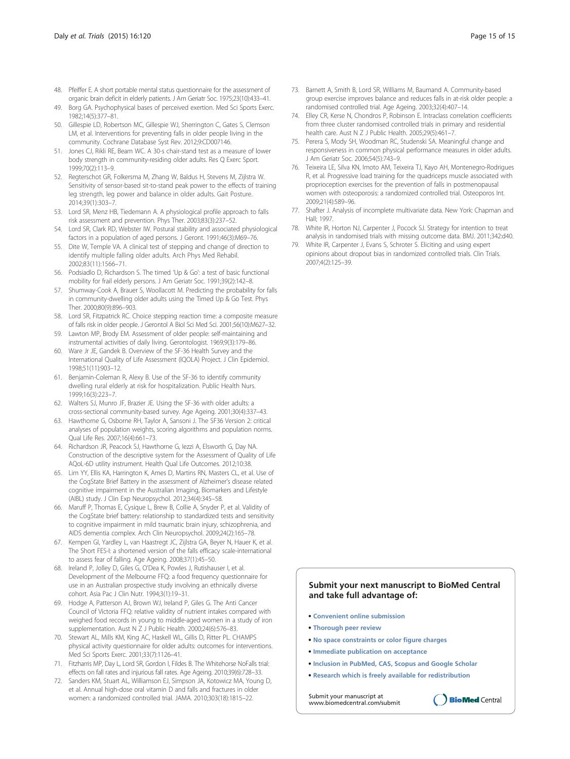48. Pfeiffer E. A short portable mental status questionnaire for the assessment of organic brain deficit in elderly patients. J Am Geriatr Soc. 1975;23(10):433–41.
49. Borg GA. Psychophysical bases of perceived exertion. Med Sci Sports Exerc. 1982;14(5):377–81.
50. Gillespie LD, Robertson MC, Gillespie WJ, Sherrington C, Gates S, Clemson LM, et al. Interventions for preventing falls in older people living in the community. Cochrane Database Syst Rev. 2012;9:CD007146.
51. Jones CJ, Rikli RE, Beam WC. A 30-s chair-stand test as a measure of lower body strength in community-residing older adults. Res Q Exerc Sport. 1999;70(2):113–9.
52. Regterschot GR, Folkersma M, Zhang W, Baldus H, Stevens M, Zijlstra W. Sensitivity of sensor-based sit-to-stand peak power to the effects of training leg strength, leg power and balance in older adults. Gait Posture. 2014;39(1):303–7.
53. Lord SR, Menz HB, Tiedemann A. A physiological profile approach to falls risk assessment and prevention. Phys Ther. 2003;83(3):237–52.
54. Lord SR, Clark RD, Webster IW. Postural stability and associated physiological factors in a population of aged persons. J Geront. 1991;46(3):M69–76.
55. Dite W, Temple VA. A clinical test of stepping and change of direction to identify multiple falling older adults. Arch Phys Med Rehabil. 2002;83(11):1566–71.
56. Podsiadlo D, Richardson S. The timed 'Up & Go': a test of basic functional mobility for frail elderly persons. J Am Geriatr Soc. 1991;39(2):142–8.
57. Shumway-Cook A, Brauer S, Woollacott M. Predicting the probability for falls in community-dwelling older adults using the Timed Up & Go Test. Phys Ther. 2000;80(9):896–903.
58. Lord SR, Fitzpatrick RC. Choice stepping reaction time: a composite measure of falls risk in older people. J Gerontol A Biol Sci Med Sci. 2001;56(10):M627–32.
59. Lawton MP, Brody EM. Assessment of older people: self-maintaining and instrumental activities of daily living. Gerontologist. 1969;9(3):179–86.
60. Ware Jr JE, Gandek B. Overview of the SF-36 Health Survey and the International Quality of Life Assessment (IQOLA) Project. J Clin Epidemiol. 1998;51(11):903–12.
61. Benjamin-Coleman R, Alexy B. Use of the SF-36 to identify community dwelling rural elderly at risk for hospitalization. Public Health Nurs. 1999;16(3):223–7.
62. Walters SJ, Munro JF, Brazier JE. Using the SF-36 with older adults: a cross-sectional community-based survey. Age Ageing. 2001;30(4):337–43.
63. Hawthorne G, Osborne RH, Taylor A, Sansoni J. The SF36 Version 2: critical analyses of population weights, scoring algorithms and population norms. Qual Life Res. 2007;16(4):661–73.
64. Richardson JR, Peacock SJ, Hawthorne G, Iezzi A, Elsworth G, Day NA. Construction of the descriptive system for the Assessment of Quality of Life AQoL-6D utility instrument. Health Qual Life Outcomes. 2012;10:38.
65. Lim YY, Ellis KA, Harrington K, Ames D, Martins RN, Masters CL, et al. Use of the CogState Brief Battery in the assessment of Alzheimer's disease related cognitive impairment in the Australian Imaging, Biomarkers and Lifestyle (AIBL) study. J Clin Exp Neuropsychol. 2012;34(4):345–58.
66. Maruff P, Thomas E, Cysique L, Brew B, Collie A, Snyder P, et al. Validity of the CogState brief battery: relationship to standardized tests and sensitivity to cognitive impairment in mild traumatic brain injury, schizophrenia, and AIDS dementia complex. Arch Clin Neuropsychol. 2009;24(2):165–78.
67. Kempen GI, Yardley L, van Haastregt JC, Zijlstra GA, Beyer N, Hauer K, et al. The Short FES-I: a shortened version of the falls efficacy scale-international to assess fear of falling. Age Ageing. 2008;37(1):45–50.
68. Ireland P, Jolley D, Giles G, O'Dea K, Powles J, Rutishauser I, et al. Development of the Melbourne FFQ: a food frequency questionnaire for use in an Australian prospective study involving an ethnically diverse cohort. Asia Pac J Clin Nutr. 1994;3(1):19–31.
69. Hodge A, Patterson AJ, Brown WJ, Ireland P, Giles G. The Anti Cancer Council of Victoria FFQ: relative validity of nutrient intakes compared with weighed food records in young to middle-aged women in a study of iron supplementation. Aust N Z J Public Health. 2000;24(6):576–83.
70. Stewart AL, Mills KM, King AC, Haskell WL, Gillis D, Ritter PL. CHAMPS physical activity questionnaire for older adults: outcomes for interventions. Med Sci Sports Exerc. 2001;33(7):1126–41.
71. Fitzharris MP, Day L, Lord SR, Gordon I, Fildes B. The Whitehorse NoFalls trial: effects on fall rates and injurious fall rates. Age Ageing. 2010;39(6):728–33.
72. Sanders KM, Stuart AL, Williamson EJ, Simpson JA, Kotowicz MA, Young D, et al. Annual high-dose oral vitamin D and falls and fractures in older women: a randomized controlled trial. JAMA. 2010;303(18):1815–22.
73. Barnett A, Smith B, Lord SR, Williams M, Baumand A. Community-based group exercise improves balance and reduces falls in at-risk older people: a randomised controlled trial. Age Ageing. 2003;32(4):407–14.
74. Elley CR, Kerse N, Chondros P, Robinson E. Intraclass correlation coefficients from three cluster randomised controlled trials in primary and residential health care. Aust N Z J Public Health. 2005;29(5):461–7.
75. Perera S, Mody SH, Woodman RC, Studenski SA. Meaningful change and responsiveness in common physical performance measures in older adults. J Am Geriatr Soc. 2006;54(5):743–9.
76. Teixeira LE, Silva KN, Imoto AM, Teixeira TJ, Kayo AH, Montenegro-Rodrigues R, et al. Progressive load training for the quadriceps muscle associated with proprioception exercises for the prevention of falls in postmenopausal women with osteoporosis: a randomized controlled trial. Osteoporos Int. 2009;21(4):589–96.
77. Shafter J. Analysis of incomplete multivariate data. New York: Chapman and Hall; 1997.
78. White IR, Horton NJ, Carpenter J, Pocock SJ. Strategy for intention to treat analysis in randomised trials with missing outcome data. BMJ. 2011;342:d40.
79. White IR, Carpenter J, Evans S, Schroter S. Eliciting and using expert opinions about dropout bias in randomized controlled trials. Clin Trials. 2007;4(2):125–39.

**Submit your next manuscript to BioMed Central and take full advantage of:**

- **Convenient online submission**
- **Thorough peer review**
- **No space constraints or color figure charges**
- **Immediate publication on acceptance**
- **Inclusion in PubMed, CAS, Scopus and Google Scholar**
- **Research which is freely available for redistribution**

Submit your manuscript at
www.biomedcentral.com/submit

BioMed Central